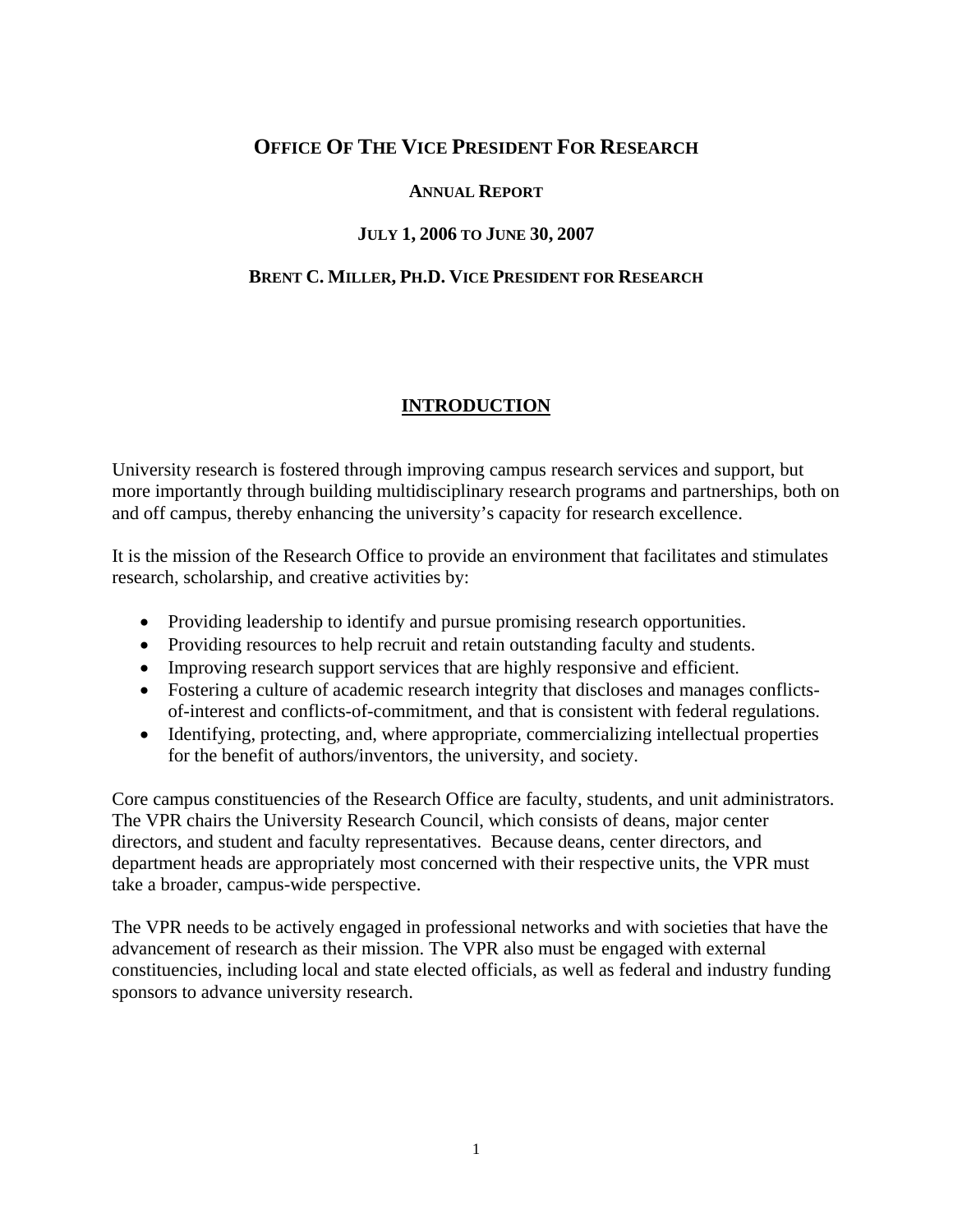# Office Of The Vice President For Research

**Annual Report**

**July 1, 2006 to June 30, 2007**

**Brent C. Miller, Ph.D. Vice President for Research**

## INTRODUCTION

University research is fostered through improving campus research services and support, but more importantly through building multidisciplinary research programs and partnerships, both on and off campus, thereby enhancing the university's capacity for research excellence.

It is the mission of the Research Office to provide an environment that facilitates and stimulates research, scholarship, and creative activities by:

- Providing leadership to identify and pursue promising research opportunities.
- Providing resources to help recruit and retain outstanding faculty and students.
- Improving research support services that are highly responsive and efficient.
- Fostering a culture of academic research integrity that discloses and manages conflicts-of-interest and conflicts-of-commitment, and that is consistent with federal regulations.
- Identifying, protecting, and, where appropriate, commercializing intellectual properties for the benefit of authors/inventors, the university, and society.

Core campus constituencies of the Research Office are faculty, students, and unit administrators. The VPR chairs the University Research Council, which consists of deans, major center directors, and student and faculty representatives. Because deans, center directors, and department heads are appropriately most concerned with their respective units, the VPR must take a broader, campus-wide perspective.

The VPR needs to be actively engaged in professional networks and with societies that have the advancement of research as their mission. The VPR also must be engaged with external constituencies, including local and state elected officials, as well as federal and industry funding sponsors to advance university research.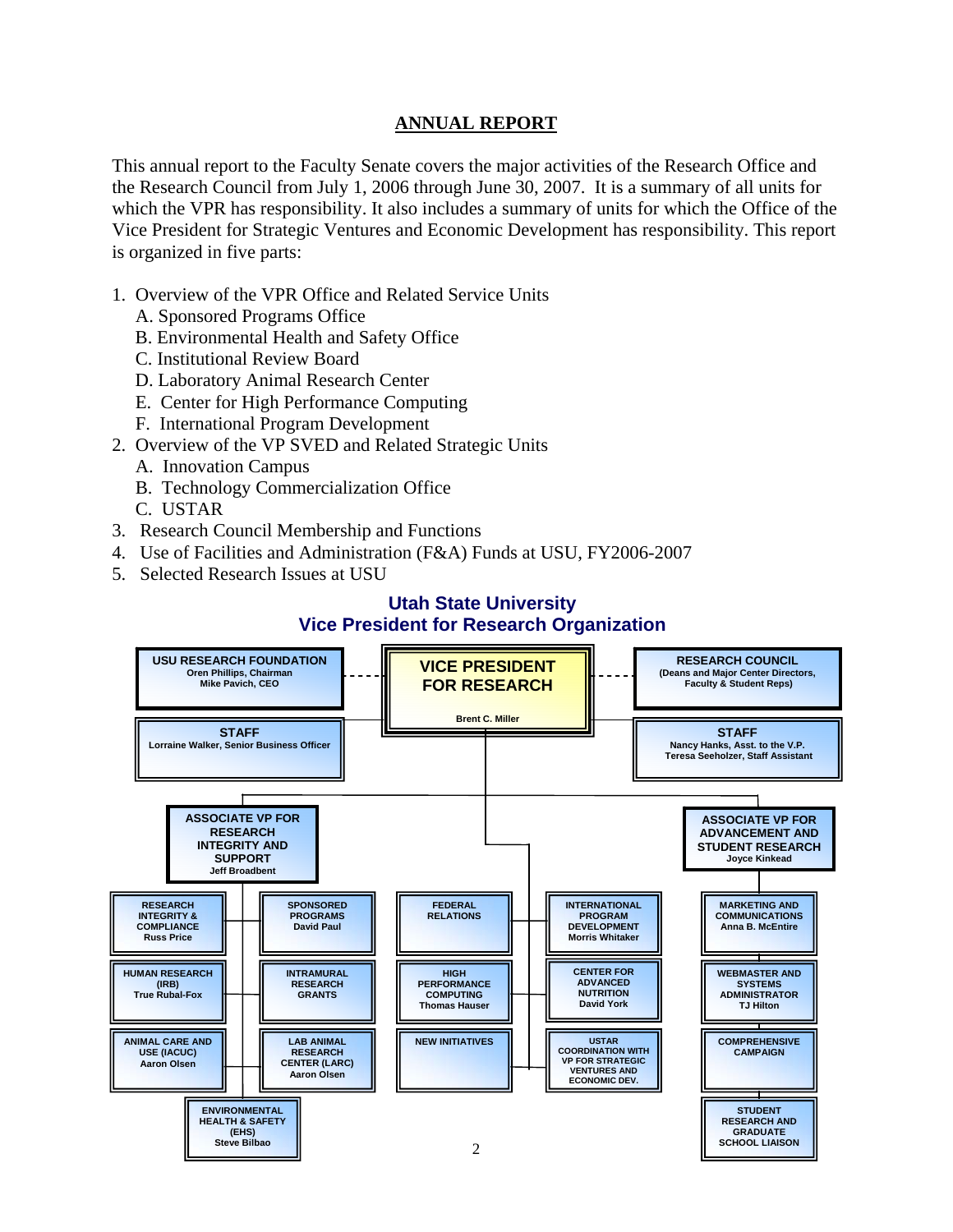## ANNUAL REPORT

This annual report to the Faculty Senate covers the major activities of the Research Office and the Research Council from July 1, 2006 through June 30, 2007. It is a summary of all units for which the VPR has responsibility. It also includes a summary of units for which the Office of the Vice President for Strategic Ventures and Economic Development has responsibility. This report is organized in five parts:

1. Overview of the VPR Office and Related Service Units
   - A. Sponsored Programs Office
   - B. Environmental Health and Safety Office
   - C. Institutional Review Board
   - D. Laboratory Animal Research Center
   - E. Center for High Performance Computing
   - F. International Program Development
2. Overview of the VP SVED and Related Strategic Units
   - A. Innovation Campus
   - B. Technology Commercialization Office
   - C. USTAR
3. Research Council Membership and Functions
4. Use of Facilities and Administration (F&A) Funds at USU, FY2006-2007
5. Selected Research Issues at USU

### Utah State University Vice President for Research Organization

- **VICE PRESIDENT FOR RESEARCH** — Brent C. Miller
  - USU RESEARCH FOUNDATION — Oren Phillips, Chairman; Mike Pavich, CEO
  - RESEARCH COUNCIL — (Deans and Major Center Directors, Faculty & Student Reps)
  - STAFF — Lorraine Walker, Senior Business Officer
  - STAFF — Nancy Hanks, Asst. to the V.P.; Teresa Seeholzer, Staff Assistant
  - **ASSOCIATE VP FOR RESEARCH INTEGRITY AND SUPPORT** — Jeff Broadbent
    - RESEARCH INTEGRITY & COMPLIANCE — Russ Price
    - HUMAN RESEARCH (IRB) — True Rubal-Fox
    - ANIMAL CARE AND USE (IACUC) — Aaron Olsen
    - SPONSORED PROGRAMS — David Paul
    - INTRAMURAL RESEARCH GRANTS
    - LAB ANIMAL RESEARCH CENTER (LARC) — Aaron Olsen
    - ENVIRONMENTAL HEALTH & SAFETY (EHS) — Steve Bilbao
  - FEDERAL RELATIONS
  - HIGH PERFORMANCE COMPUTING — Thomas Hauser
  - NEW INITIATIVES
  - INTERNATIONAL PROGRAM DEVELOPMENT — Morris Whitaker
  - CENTER FOR ADVANCED NUTRITION — David York
  - USTAR COORDINATION WITH VP FOR STRATEGIC VENTURES AND ECONOMIC DEV.
  - **ASSOCIATE VP FOR ADVANCEMENT AND STUDENT RESEARCH** — Joyce Kinkead
    - MARKETING AND COMMUNICATIONS — Anna B. McEntire
    - WEBMASTER AND SYSTEMS ADMINISTRATOR — TJ Hilton
    - COMPREHENSIVE CAMPAIGN
    - STUDENT RESEARCH AND GRADUATE SCHOOL LIAISON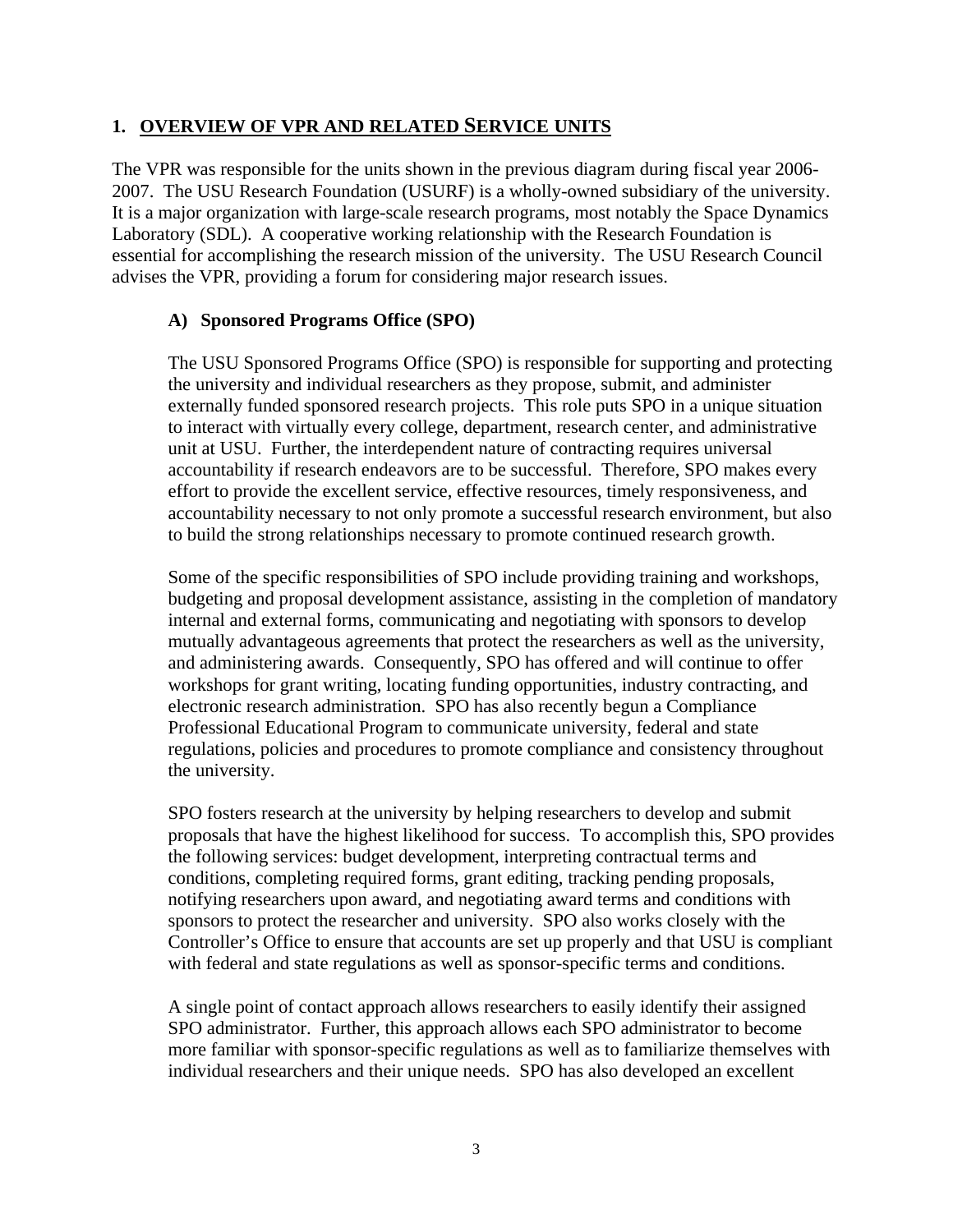## 1. OVERVIEW OF VPR AND RELATED SERVICE UNITS

The VPR was responsible for the units shown in the previous diagram during fiscal year 2006-2007. The USU Research Foundation (USURF) is a wholly-owned subsidiary of the university. It is a major organization with large-scale research programs, most notably the Space Dynamics Laboratory (SDL). A cooperative working relationship with the Research Foundation is essential for accomplishing the research mission of the university. The USU Research Council advises the VPR, providing a forum for considering major research issues.

### A) Sponsored Programs Office (SPO)

The USU Sponsored Programs Office (SPO) is responsible for supporting and protecting the university and individual researchers as they propose, submit, and administer externally funded sponsored research projects. This role puts SPO in a unique situation to interact with virtually every college, department, research center, and administrative unit at USU. Further, the interdependent nature of contracting requires universal accountability if research endeavors are to be successful. Therefore, SPO makes every effort to provide the excellent service, effective resources, timely responsiveness, and accountability necessary to not only promote a successful research environment, but also to build the strong relationships necessary to promote continued research growth.

Some of the specific responsibilities of SPO include providing training and workshops, budgeting and proposal development assistance, assisting in the completion of mandatory internal and external forms, communicating and negotiating with sponsors to develop mutually advantageous agreements that protect the researchers as well as the university, and administering awards. Consequently, SPO has offered and will continue to offer workshops for grant writing, locating funding opportunities, industry contracting, and electronic research administration. SPO has also recently begun a Compliance Professional Educational Program to communicate university, federal and state regulations, policies and procedures to promote compliance and consistency throughout the university.

SPO fosters research at the university by helping researchers to develop and submit proposals that have the highest likelihood for success. To accomplish this, SPO provides the following services: budget development, interpreting contractual terms and conditions, completing required forms, grant editing, tracking pending proposals, notifying researchers upon award, and negotiating award terms and conditions with sponsors to protect the researcher and university. SPO also works closely with the Controller's Office to ensure that accounts are set up properly and that USU is compliant with federal and state regulations as well as sponsor-specific terms and conditions.

A single point of contact approach allows researchers to easily identify their assigned SPO administrator. Further, this approach allows each SPO administrator to become more familiar with sponsor-specific regulations as well as to familiarize themselves with individual researchers and their unique needs. SPO has also developed an excellent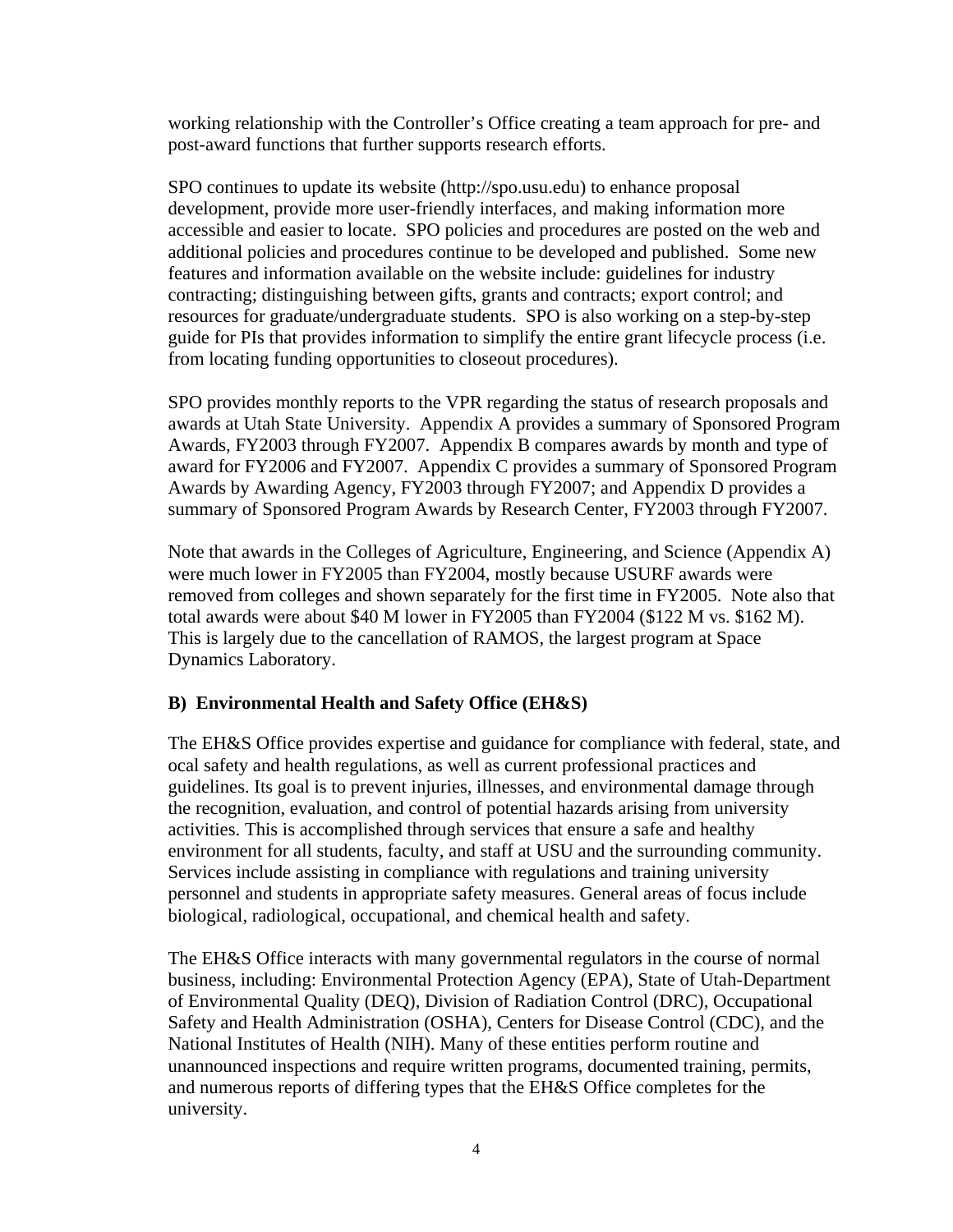working relationship with the Controller's Office creating a team approach for pre- and post-award functions that further supports research efforts.

SPO continues to update its website (http://spo.usu.edu) to enhance proposal development, provide more user-friendly interfaces, and making information more accessible and easier to locate. SPO policies and procedures are posted on the web and additional policies and procedures continue to be developed and published. Some new features and information available on the website include: guidelines for industry contracting; distinguishing between gifts, grants and contracts; export control; and resources for graduate/undergraduate students. SPO is also working on a step-by-step guide for PIs that provides information to simplify the entire grant lifecycle process (i.e. from locating funding opportunities to closeout procedures).

SPO provides monthly reports to the VPR regarding the status of research proposals and awards at Utah State University. Appendix A provides a summary of Sponsored Program Awards, FY2003 through FY2007. Appendix B compares awards by month and type of award for FY2006 and FY2007. Appendix C provides a summary of Sponsored Program Awards by Awarding Agency, FY2003 through FY2007; and Appendix D provides a summary of Sponsored Program Awards by Research Center, FY2003 through FY2007.

Note that awards in the Colleges of Agriculture, Engineering, and Science (Appendix A) were much lower in FY2005 than FY2004, mostly because USURF awards were removed from colleges and shown separately for the first time in FY2005. Note also that total awards were about $40 M lower in FY2005 than FY2004 ($122 M vs. $162 M). This is largely due to the cancellation of RAMOS, the largest program at Space Dynamics Laboratory.

### B) Environmental Health and Safety Office (EH&S)

The EH&S Office provides expertise and guidance for compliance with federal, state, and ocal safety and health regulations, as well as current professional practices and guidelines. Its goal is to prevent injuries, illnesses, and environmental damage through the recognition, evaluation, and control of potential hazards arising from university activities. This is accomplished through services that ensure a safe and healthy environment for all students, faculty, and staff at USU and the surrounding community. Services include assisting in compliance with regulations and training university personnel and students in appropriate safety measures. General areas of focus include biological, radiological, occupational, and chemical health and safety.

The EH&S Office interacts with many governmental regulators in the course of normal business, including: Environmental Protection Agency (EPA), State of Utah-Department of Environmental Quality (DEQ), Division of Radiation Control (DRC), Occupational Safety and Health Administration (OSHA), Centers for Disease Control (CDC), and the National Institutes of Health (NIH). Many of these entities perform routine and unannounced inspections and require written programs, documented training, permits, and numerous reports of differing types that the EH&S Office completes for the university.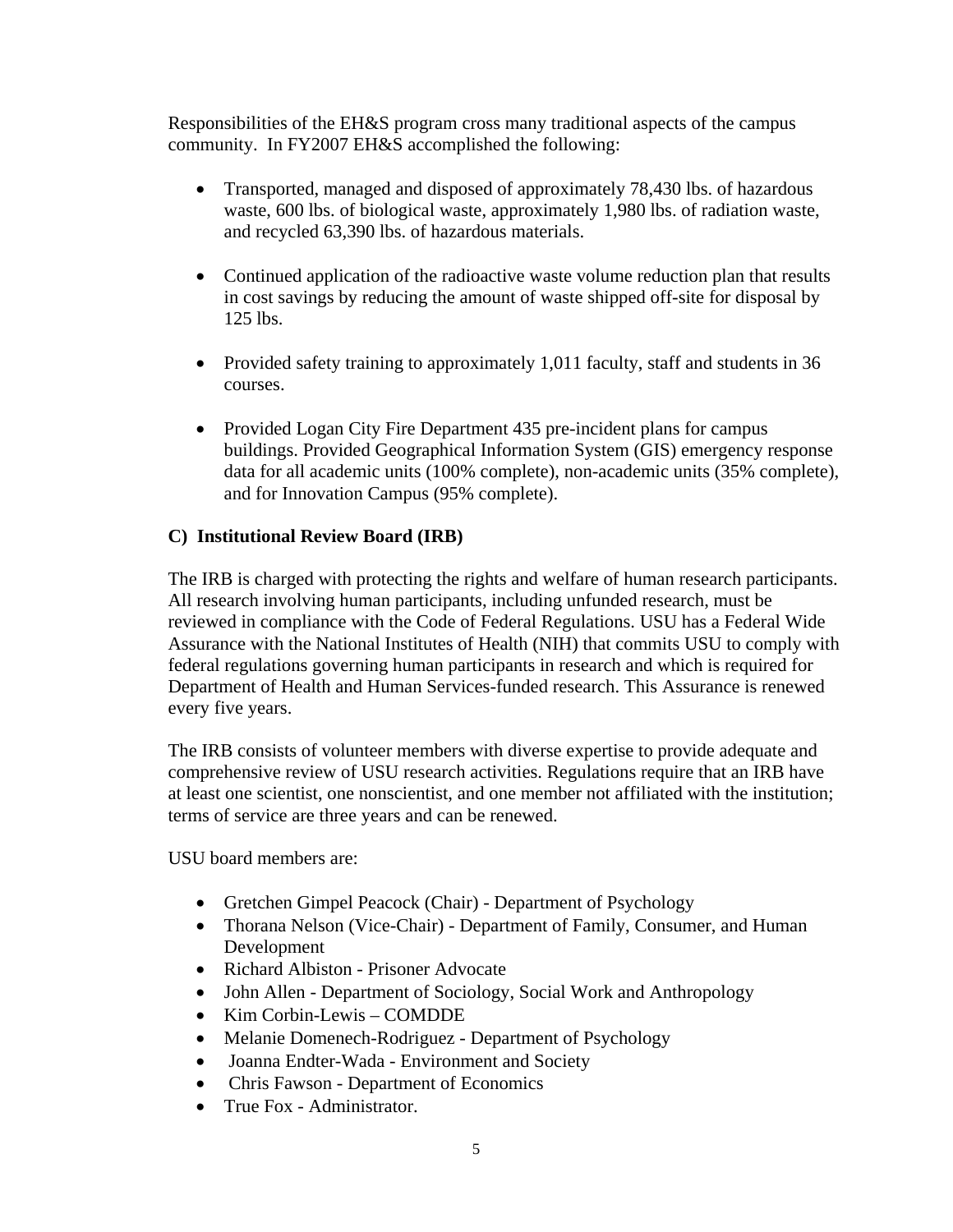Responsibilities of the EH&S program cross many traditional aspects of the campus community. In FY2007 EH&S accomplished the following:

- Transported, managed and disposed of approximately 78,430 lbs. of hazardous waste, 600 lbs. of biological waste, approximately 1,980 lbs. of radiation waste, and recycled 63,390 lbs. of hazardous materials.

- Continued application of the radioactive waste volume reduction plan that results in cost savings by reducing the amount of waste shipped off-site for disposal by 125 lbs.

- Provided safety training to approximately 1,011 faculty, staff and students in 36 courses.

- Provided Logan City Fire Department 435 pre-incident plans for campus buildings. Provided Geographical Information System (GIS) emergency response data for all academic units (100% complete), non-academic units (35% complete), and for Innovation Campus (95% complete).

**C) Institutional Review Board (IRB)**

The IRB is charged with protecting the rights and welfare of human research participants. All research involving human participants, including unfunded research, must be reviewed in compliance with the Code of Federal Regulations. USU has a Federal Wide Assurance with the National Institutes of Health (NIH) that commits USU to comply with federal regulations governing human participants in research and which is required for Department of Health and Human Services-funded research. This Assurance is renewed every five years.

The IRB consists of volunteer members with diverse expertise to provide adequate and comprehensive review of USU research activities. Regulations require that an IRB have at least one scientist, one nonscientist, and one member not affiliated with the institution; terms of service are three years and can be renewed.

USU board members are:

- Gretchen Gimpel Peacock (Chair) - Department of Psychology
- Thorana Nelson (Vice-Chair) - Department of Family, Consumer, and Human Development
- Richard Albiston - Prisoner Advocate
- John Allen - Department of Sociology, Social Work and Anthropology
- Kim Corbin-Lewis – COMDDE
- Melanie Domenech-Rodriguez - Department of Psychology
- Joanna Endter-Wada - Environment and Society
- Chris Fawson - Department of Economics
- True Fox - Administrator.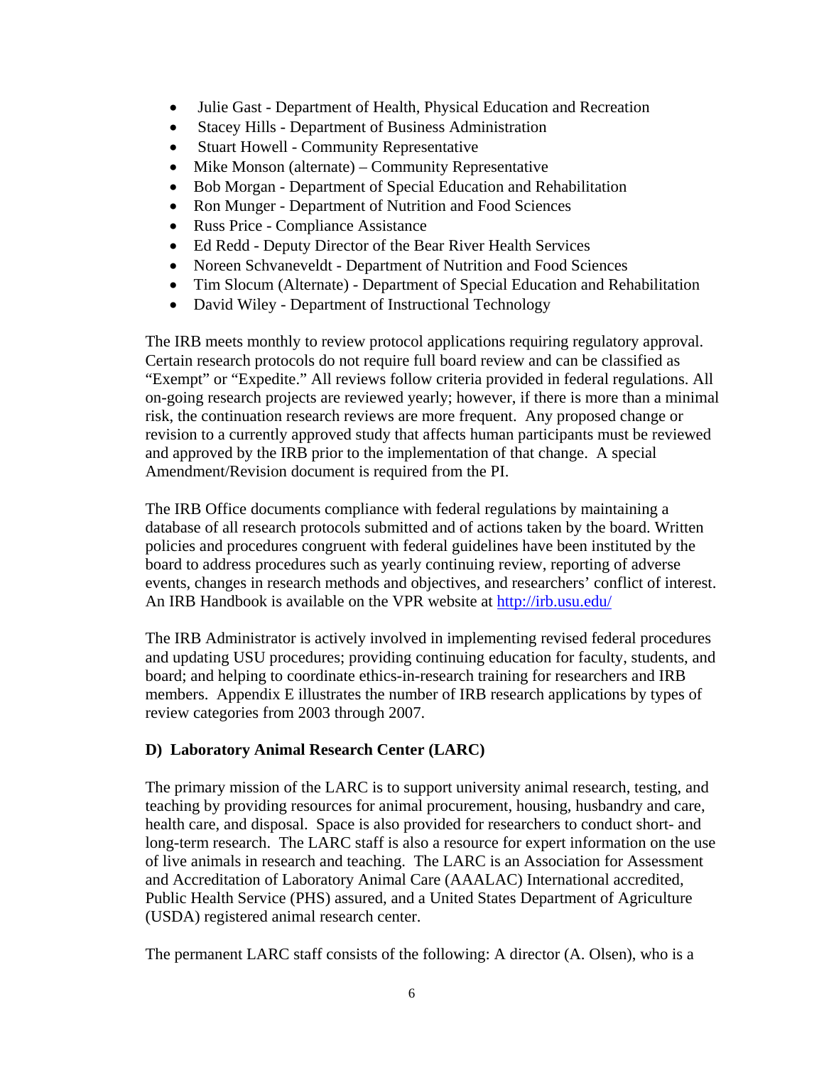- Julie Gast - Department of Health, Physical Education and Recreation
- Stacey Hills - Department of Business Administration
- Stuart Howell - Community Representative
- Mike Monson (alternate) – Community Representative
- Bob Morgan - Department of Special Education and Rehabilitation
- Ron Munger - Department of Nutrition and Food Sciences
- Russ Price - Compliance Assistance
- Ed Redd - Deputy Director of the Bear River Health Services
- Noreen Schvaneveldt - Department of Nutrition and Food Sciences
- Tim Slocum (Alternate) - Department of Special Education and Rehabilitation
- David Wiley - Department of Instructional Technology

The IRB meets monthly to review protocol applications requiring regulatory approval. Certain research protocols do not require full board review and can be classified as "Exempt" or "Expedite." All reviews follow criteria provided in federal regulations. All on-going research projects are reviewed yearly; however, if there is more than a minimal risk, the continuation research reviews are more frequent. Any proposed change or revision to a currently approved study that affects human participants must be reviewed and approved by the IRB prior to the implementation of that change. A special Amendment/Revision document is required from the PI.

The IRB Office documents compliance with federal regulations by maintaining a database of all research protocols submitted and of actions taken by the board. Written policies and procedures congruent with federal guidelines have been instituted by the board to address procedures such as yearly continuing review, reporting of adverse events, changes in research methods and objectives, and researchers' conflict of interest. An IRB Handbook is available on the VPR website at http://irb.usu.edu/

The IRB Administrator is actively involved in implementing revised federal procedures and updating USU procedures; providing continuing education for faculty, students, and board; and helping to coordinate ethics-in-research training for researchers and IRB members. Appendix E illustrates the number of IRB research applications by types of review categories from 2003 through 2007.

**D) Laboratory Animal Research Center (LARC)**

The primary mission of the LARC is to support university animal research, testing, and teaching by providing resources for animal procurement, housing, husbandry and care, health care, and disposal. Space is also provided for researchers to conduct short- and long-term research. The LARC staff is also a resource for expert information on the use of live animals in research and teaching. The LARC is an Association for Assessment and Accreditation of Laboratory Animal Care (AAALAC) International accredited, Public Health Service (PHS) assured, and a United States Department of Agriculture (USDA) registered animal research center.

The permanent LARC staff consists of the following: A director (A. Olsen), who is a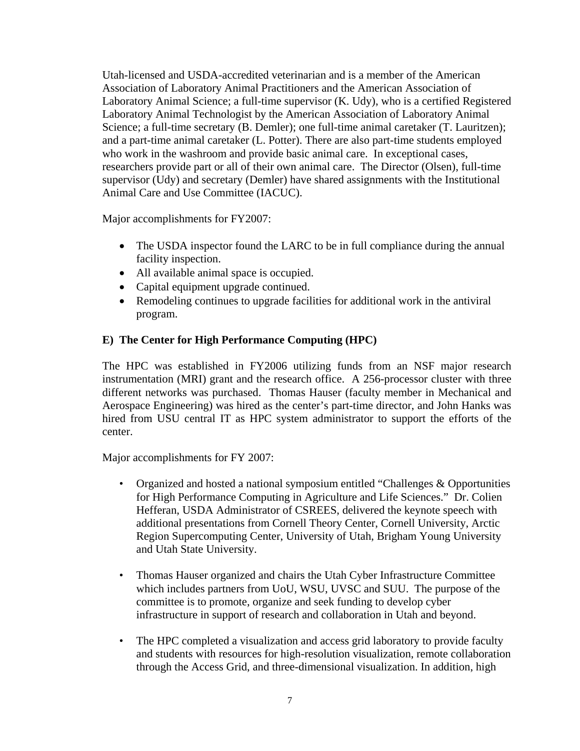Utah-licensed and USDA-accredited veterinarian and is a member of the American Association of Laboratory Animal Practitioners and the American Association of Laboratory Animal Science; a full-time supervisor (K. Udy), who is a certified Registered Laboratory Animal Technologist by the American Association of Laboratory Animal Science; a full-time secretary (B. Demler); one full-time animal caretaker (T. Lauritzen); and a part-time animal caretaker (L. Potter). There are also part-time students employed who work in the washroom and provide basic animal care. In exceptional cases, researchers provide part or all of their own animal care. The Director (Olsen), full-time supervisor (Udy) and secretary (Demler) have shared assignments with the Institutional Animal Care and Use Committee (IACUC).

Major accomplishments for FY2007:

- The USDA inspector found the LARC to be in full compliance during the annual facility inspection.
- All available animal space is occupied.
- Capital equipment upgrade continued.
- Remodeling continues to upgrade facilities for additional work in the antiviral program.

### E) The Center for High Performance Computing (HPC)

The HPC was established in FY2006 utilizing funds from an NSF major research instrumentation (MRI) grant and the research office. A 256-processor cluster with three different networks was purchased. Thomas Hauser (faculty member in Mechanical and Aerospace Engineering) was hired as the center's part-time director, and John Hanks was hired from USU central IT as HPC system administrator to support the efforts of the center.

Major accomplishments for FY 2007:

- Organized and hosted a national symposium entitled "Challenges & Opportunities for High Performance Computing in Agriculture and Life Sciences." Dr. Colien Hefferan, USDA Administrator of CSREES, delivered the keynote speech with additional presentations from Cornell Theory Center, Cornell University, Arctic Region Supercomputing Center, University of Utah, Brigham Young University and Utah State University.

- Thomas Hauser organized and chairs the Utah Cyber Infrastructure Committee which includes partners from UoU, WSU, UVSC and SUU. The purpose of the committee is to promote, organize and seek funding to develop cyber infrastructure in support of research and collaboration in Utah and beyond.

- The HPC completed a visualization and access grid laboratory to provide faculty and students with resources for high-resolution visualization, remote collaboration through the Access Grid, and three-dimensional visualization. In addition, high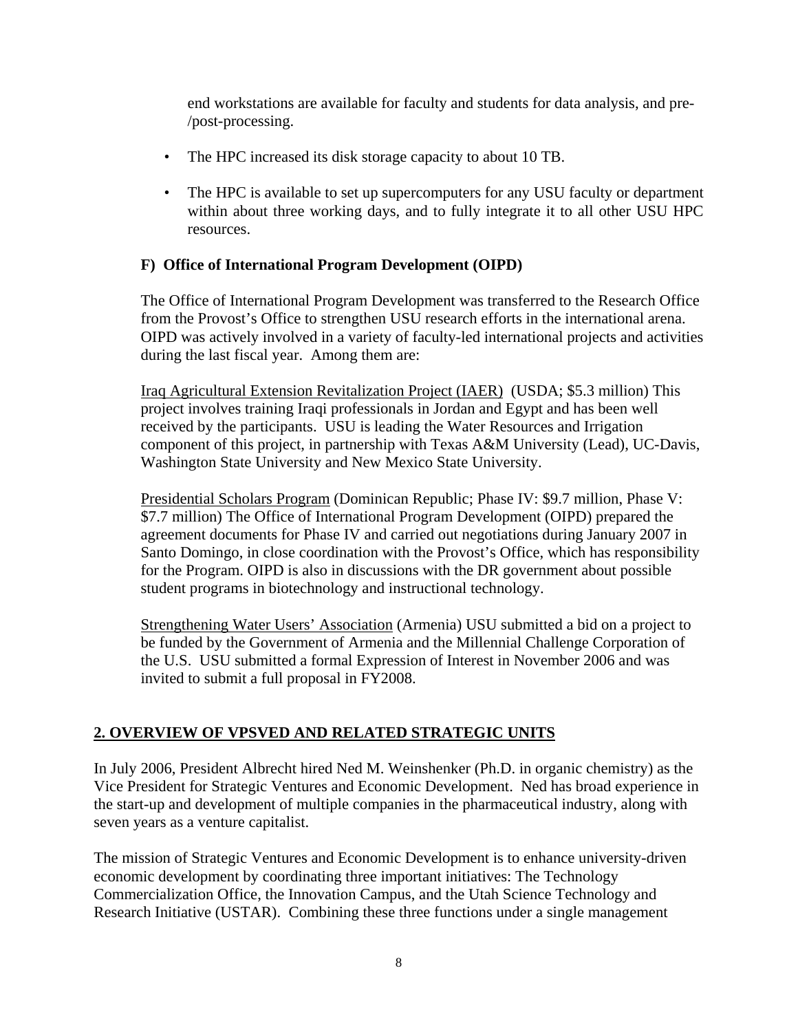end workstations are available for faculty and students for data analysis, and pre-/post-processing.

- The HPC increased its disk storage capacity to about 10 TB.
- The HPC is available to set up supercomputers for any USU faculty or department within about three working days, and to fully integrate it to all other USU HPC resources.

### F) Office of International Program Development (OIPD)

The Office of International Program Development was transferred to the Research Office from the Provost's Office to strengthen USU research efforts in the international arena. OIPD was actively involved in a variety of faculty-led international projects and activities during the last fiscal year. Among them are:

<u>Iraq Agricultural Extension Revitalization Project (IAER)</u> (USDA; $5.3 million) This project involves training Iraqi professionals in Jordan and Egypt and has been well received by the participants. USU is leading the Water Resources and Irrigation component of this project, in partnership with Texas A&M University (Lead), UC-Davis, Washington State University and New Mexico State University.

<u>Presidential Scholars Program</u> (Dominican Republic; Phase IV: $9.7 million, Phase V: $7.7 million) The Office of International Program Development (OIPD) prepared the agreement documents for Phase IV and carried out negotiations during January 2007 in Santo Domingo, in close coordination with the Provost's Office, which has responsibility for the Program. OIPD is also in discussions with the DR government about possible student programs in biotechnology and instructional technology.

<u>Strengthening Water Users' Association</u> (Armenia) USU submitted a bid on a project to be funded by the Government of Armenia and the Millennial Challenge Corporation of the U.S. USU submitted a formal Expression of Interest in November 2006 and was invited to submit a full proposal in FY2008.

## 2. OVERVIEW OF VPSVED AND RELATED STRATEGIC UNITS

In July 2006, President Albrecht hired Ned M. Weinshenker (Ph.D. in organic chemistry) as the Vice President for Strategic Ventures and Economic Development. Ned has broad experience in the start-up and development of multiple companies in the pharmaceutical industry, along with seven years as a venture capitalist.

The mission of Strategic Ventures and Economic Development is to enhance university-driven economic development by coordinating three important initiatives: The Technology Commercialization Office, the Innovation Campus, and the Utah Science Technology and Research Initiative (USTAR). Combining these three functions under a single management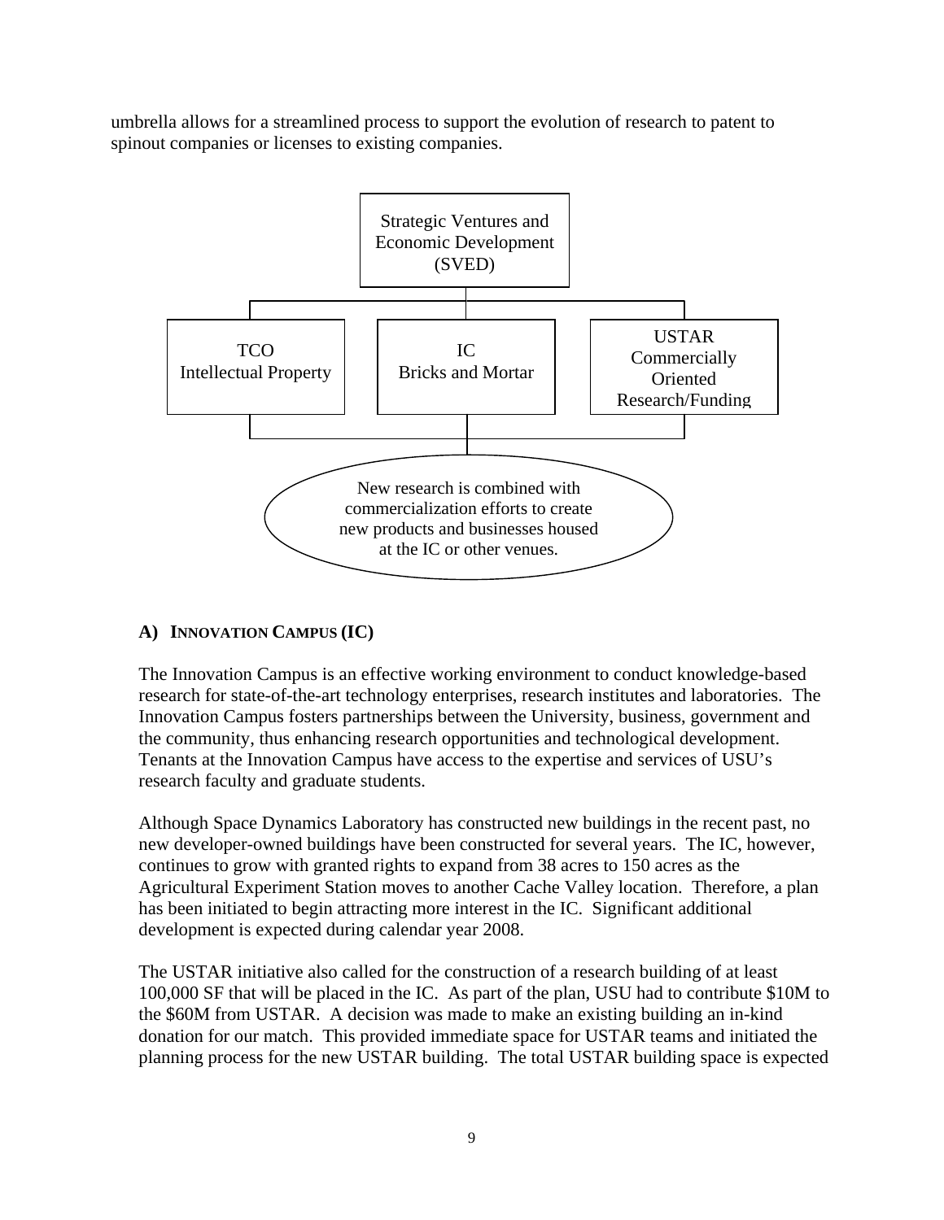umbrella allows for a streamlined process to support the evolution of research to patent to spinout companies or licenses to existing companies.

Strategic Ventures and Economic Development (SVED)

TCO Intellectual Property

IC Bricks and Mortar

USTAR Commercially Oriented Research/Funding

New research is combined with commercialization efforts to create new products and businesses housed at the IC or other venues.

### A) Innovation Campus (IC)

The Innovation Campus is an effective working environment to conduct knowledge-based research for state-of-the-art technology enterprises, research institutes and laboratories. The Innovation Campus fosters partnerships between the University, business, government and the community, thus enhancing research opportunities and technological development. Tenants at the Innovation Campus have access to the expertise and services of USU's research faculty and graduate students.

Although Space Dynamics Laboratory has constructed new buildings in the recent past, no new developer-owned buildings have been constructed for several years. The IC, however, continues to grow with granted rights to expand from 38 acres to 150 acres as the Agricultural Experiment Station moves to another Cache Valley location. Therefore, a plan has been initiated to begin attracting more interest in the IC. Significant additional development is expected during calendar year 2008.

The USTAR initiative also called for the construction of a research building of at least 100,000 SF that will be placed in the IC. As part of the plan, USU had to contribute $10M to the $60M from USTAR. A decision was made to make an existing building an in-kind donation for our match. This provided immediate space for USTAR teams and initiated the planning process for the new USTAR building. The total USTAR building space is expected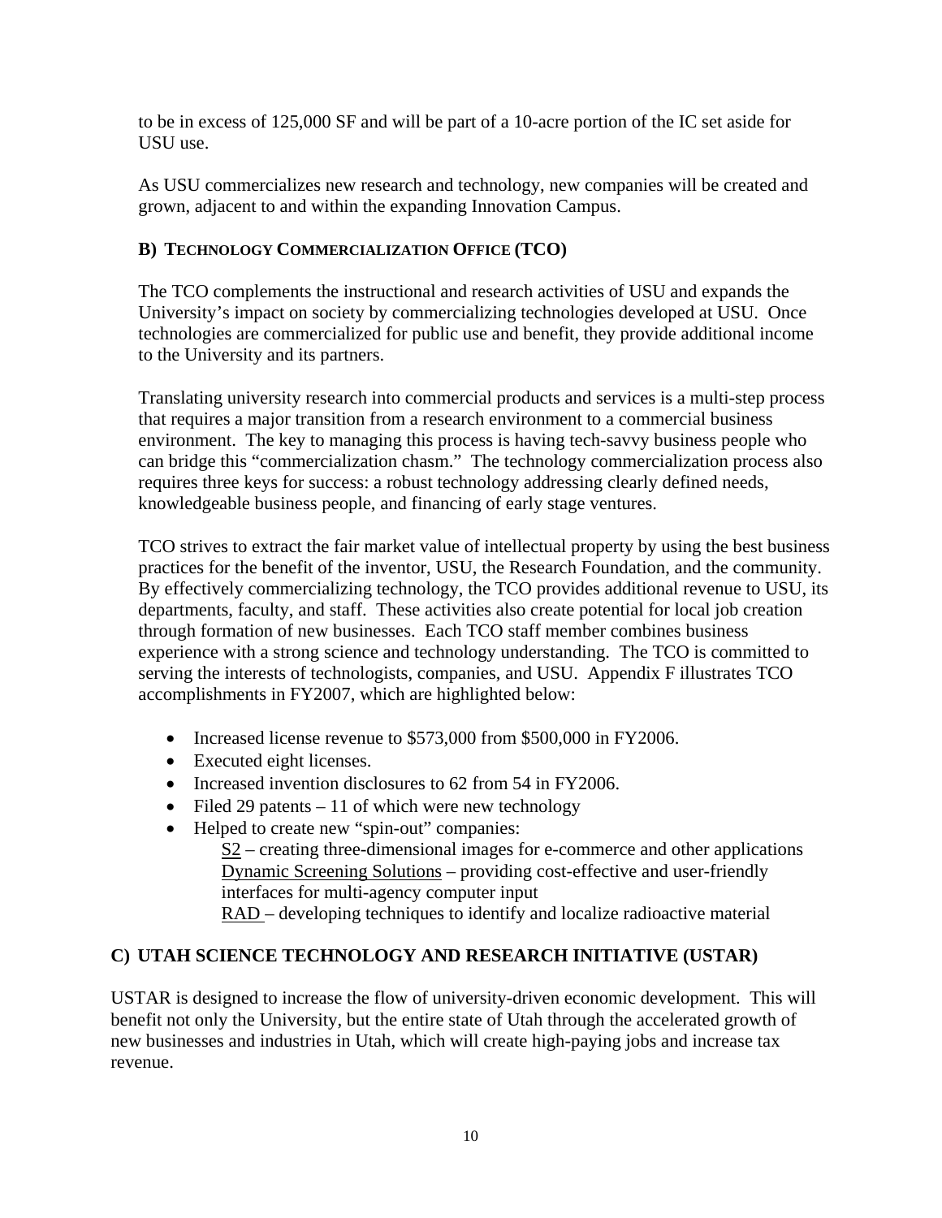to be in excess of 125,000 SF and will be part of a 10-acre portion of the IC set aside for USU use.

As USU commercializes new research and technology, new companies will be created and grown, adjacent to and within the expanding Innovation Campus.

### B) Technology Commercialization Office (TCO)

The TCO complements the instructional and research activities of USU and expands the University's impact on society by commercializing technologies developed at USU. Once technologies are commercialized for public use and benefit, they provide additional income to the University and its partners.

Translating university research into commercial products and services is a multi-step process that requires a major transition from a research environment to a commercial business environment. The key to managing this process is having tech-savvy business people who can bridge this "commercialization chasm." The technology commercialization process also requires three keys for success: a robust technology addressing clearly defined needs, knowledgeable business people, and financing of early stage ventures.

TCO strives to extract the fair market value of intellectual property by using the best business practices for the benefit of the inventor, USU, the Research Foundation, and the community. By effectively commercializing technology, the TCO provides additional revenue to USU, its departments, faculty, and staff. These activities also create potential for local job creation through formation of new businesses. Each TCO staff member combines business experience with a strong science and technology understanding. The TCO is committed to serving the interests of technologists, companies, and USU. Appendix F illustrates TCO accomplishments in FY2007, which are highlighted below:

- Increased license revenue to $573,000 from $500,000 in FY2006.
- Executed eight licenses.
- Increased invention disclosures to 62 from 54 in FY2006.
- Filed 29 patents – 11 of which were new technology
- Helped to create new "spin-out" companies:
  - S2 – creating three-dimensional images for e-commerce and other applications
  - Dynamic Screening Solutions – providing cost-effective and user-friendly interfaces for multi-agency computer input
  - RAD – developing techniques to identify and localize radioactive material

## C) UTAH SCIENCE TECHNOLOGY AND RESEARCH INITIATIVE (USTAR)

USTAR is designed to increase the flow of university-driven economic development. This will benefit not only the University, but the entire state of Utah through the accelerated growth of new businesses and industries in Utah, which will create high-paying jobs and increase tax revenue.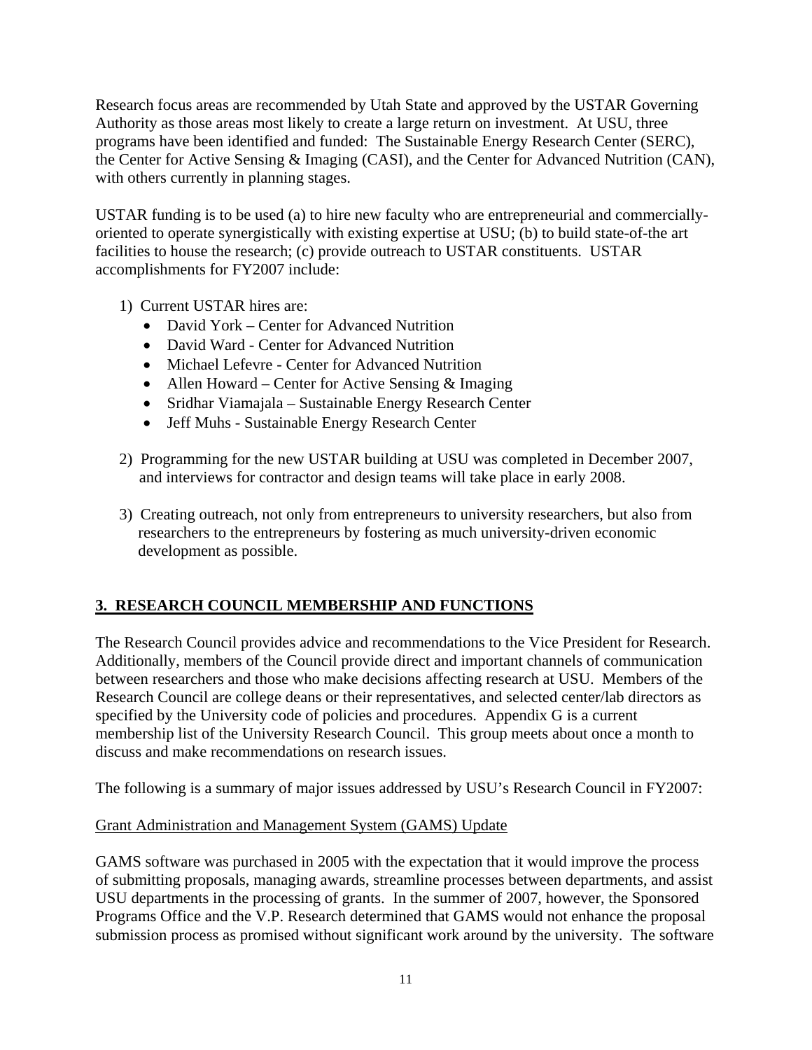Research focus areas are recommended by Utah State and approved by the USTAR Governing Authority as those areas most likely to create a large return on investment. At USU, three programs have been identified and funded: The Sustainable Energy Research Center (SERC), the Center for Active Sensing & Imaging (CASI), and the Center for Advanced Nutrition (CAN), with others currently in planning stages.

USTAR funding is to be used (a) to hire new faculty who are entrepreneurial and commercially-oriented to operate synergistically with existing expertise at USU; (b) to build state-of-the art facilities to house the research; (c) provide outreach to USTAR constituents. USTAR accomplishments for FY2007 include:

1) Current USTAR hires are:
   - David York – Center for Advanced Nutrition
   - David Ward - Center for Advanced Nutrition
   - Michael Lefevre - Center for Advanced Nutrition
   - Allen Howard – Center for Active Sensing & Imaging
   - Sridhar Viamajala – Sustainable Energy Research Center
   - Jeff Muhs - Sustainable Energy Research Center

2) Programming for the new USTAR building at USU was completed in December 2007, and interviews for contractor and design teams will take place in early 2008.

3) Creating outreach, not only from entrepreneurs to university researchers, but also from researchers to the entrepreneurs by fostering as much university-driven economic development as possible.

## 3. RESEARCH COUNCIL MEMBERSHIP AND FUNCTIONS

The Research Council provides advice and recommendations to the Vice President for Research. Additionally, members of the Council provide direct and important channels of communication between researchers and those who make decisions affecting research at USU. Members of the Research Council are college deans or their representatives, and selected center/lab directors as specified by the University code of policies and procedures. Appendix G is a current membership list of the University Research Council. This group meets about once a month to discuss and make recommendations on research issues.

The following is a summary of major issues addressed by USU's Research Council in FY2007:

### Grant Administration and Management System (GAMS) Update

GAMS software was purchased in 2005 with the expectation that it would improve the process of submitting proposals, managing awards, streamline processes between departments, and assist USU departments in the processing of grants. In the summer of 2007, however, the Sponsored Programs Office and the V.P. Research determined that GAMS would not enhance the proposal submission process as promised without significant work around by the university. The software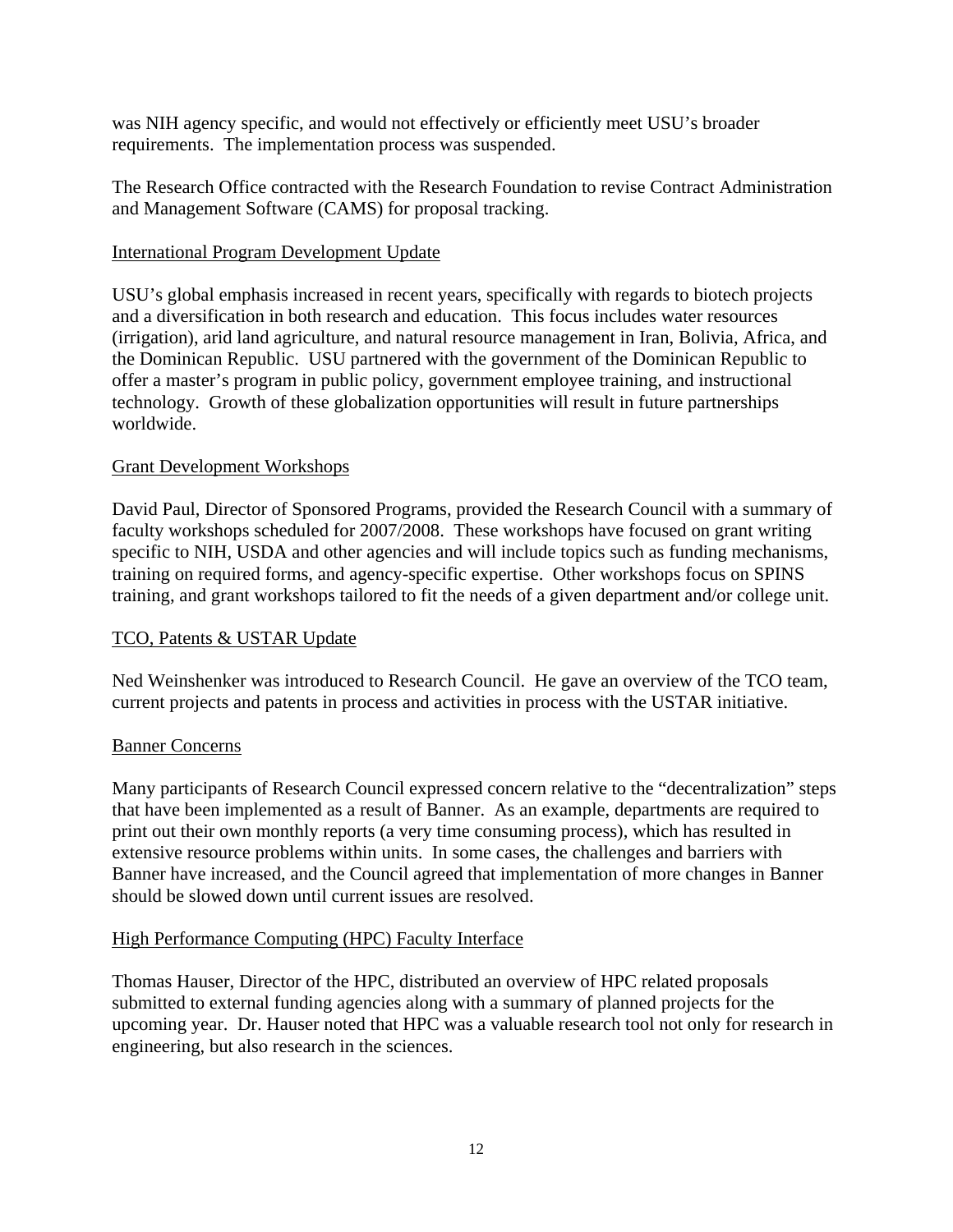was NIH agency specific, and would not effectively or efficiently meet USU's broader requirements. The implementation process was suspended.

The Research Office contracted with the Research Foundation to revise Contract Administration and Management Software (CAMS) for proposal tracking.

<u>International Program Development Update</u>

USU's global emphasis increased in recent years, specifically with regards to biotech projects and a diversification in both research and education. This focus includes water resources (irrigation), arid land agriculture, and natural resource management in Iran, Bolivia, Africa, and the Dominican Republic. USU partnered with the government of the Dominican Republic to offer a master's program in public policy, government employee training, and instructional technology. Growth of these globalization opportunities will result in future partnerships worldwide.

<u>Grant Development Workshops</u>

David Paul, Director of Sponsored Programs, provided the Research Council with a summary of faculty workshops scheduled for 2007/2008. These workshops have focused on grant writing specific to NIH, USDA and other agencies and will include topics such as funding mechanisms, training on required forms, and agency-specific expertise. Other workshops focus on SPINS training, and grant workshops tailored to fit the needs of a given department and/or college unit.

<u>TCO, Patents & USTAR Update</u>

Ned Weinshenker was introduced to Research Council. He gave an overview of the TCO team, current projects and patents in process and activities in process with the USTAR initiative.

<u>Banner Concerns</u>

Many participants of Research Council expressed concern relative to the "decentralization" steps that have been implemented as a result of Banner. As an example, departments are required to print out their own monthly reports (a very time consuming process), which has resulted in extensive resource problems within units. In some cases, the challenges and barriers with Banner have increased, and the Council agreed that implementation of more changes in Banner should be slowed down until current issues are resolved.

<u>High Performance Computing (HPC) Faculty Interface</u>

Thomas Hauser, Director of the HPC, distributed an overview of HPC related proposals submitted to external funding agencies along with a summary of planned projects for the upcoming year. Dr. Hauser noted that HPC was a valuable research tool not only for research in engineering, but also research in the sciences.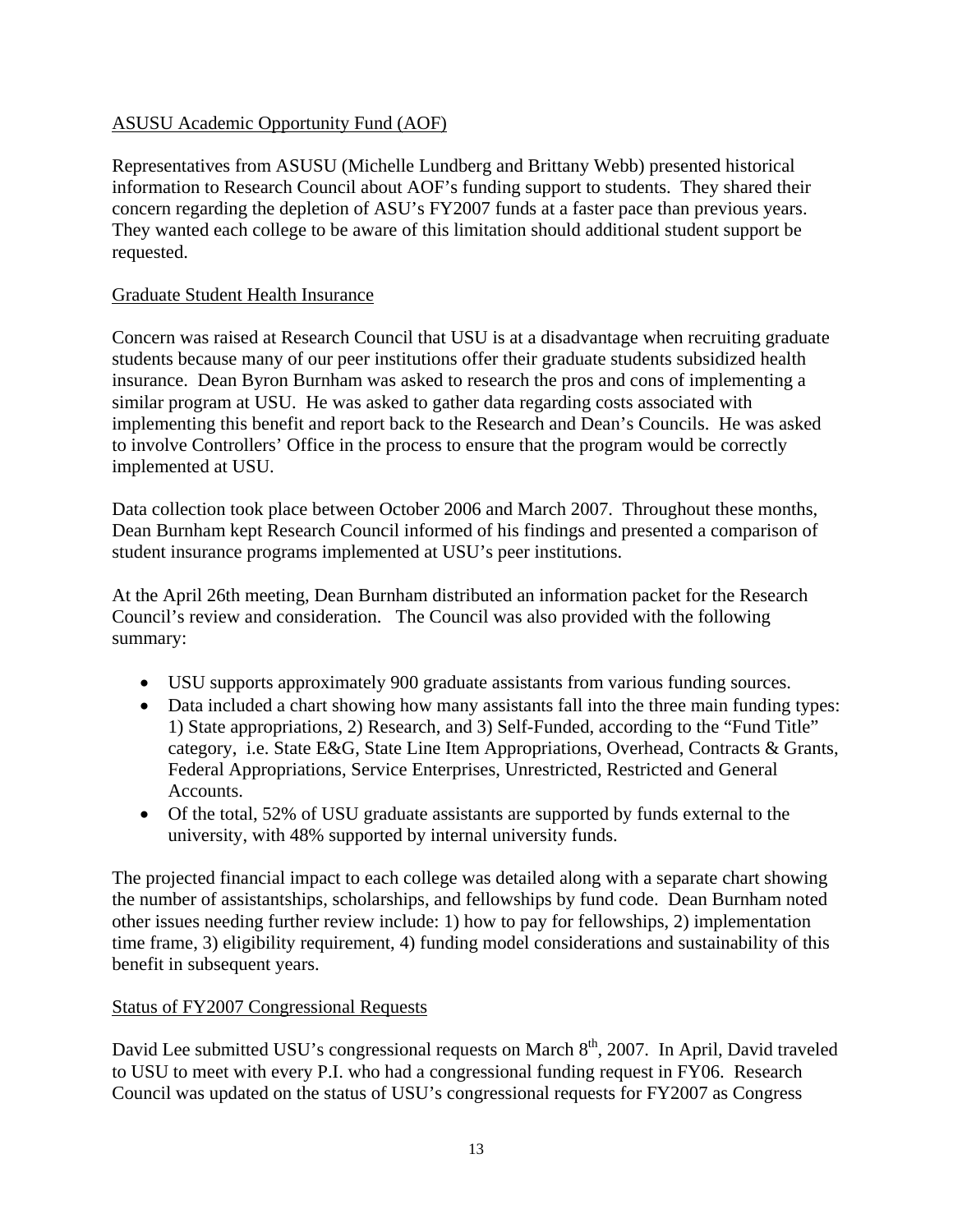ASUSU Academic Opportunity Fund (AOF)

Representatives from ASUSU (Michelle Lundberg and Brittany Webb) presented historical information to Research Council about AOF's funding support to students. They shared their concern regarding the depletion of ASU's FY2007 funds at a faster pace than previous years. They wanted each college to be aware of this limitation should additional student support be requested.

Graduate Student Health Insurance

Concern was raised at Research Council that USU is at a disadvantage when recruiting graduate students because many of our peer institutions offer their graduate students subsidized health insurance. Dean Byron Burnham was asked to research the pros and cons of implementing a similar program at USU. He was asked to gather data regarding costs associated with implementing this benefit and report back to the Research and Dean's Councils. He was asked to involve Controllers' Office in the process to ensure that the program would be correctly implemented at USU.

Data collection took place between October 2006 and March 2007. Throughout these months, Dean Burnham kept Research Council informed of his findings and presented a comparison of student insurance programs implemented at USU's peer institutions.

At the April 26th meeting, Dean Burnham distributed an information packet for the Research Council's review and consideration. The Council was also provided with the following summary:

- USU supports approximately 900 graduate assistants from various funding sources.
- Data included a chart showing how many assistants fall into the three main funding types: 1) State appropriations, 2) Research, and 3) Self-Funded, according to the "Fund Title" category, i.e. State E&G, State Line Item Appropriations, Overhead, Contracts & Grants, Federal Appropriations, Service Enterprises, Unrestricted, Restricted and General Accounts.
- Of the total, 52% of USU graduate assistants are supported by funds external to the university, with 48% supported by internal university funds.

The projected financial impact to each college was detailed along with a separate chart showing the number of assistantships, scholarships, and fellowships by fund code. Dean Burnham noted other issues needing further review include: 1) how to pay for fellowships, 2) implementation time frame, 3) eligibility requirement, 4) funding model considerations and sustainability of this benefit in subsequent years.

Status of FY2007 Congressional Requests

David Lee submitted USU's congressional requests on March 8th, 2007. In April, David traveled to USU to meet with every P.I. who had a congressional funding request in FY06. Research Council was updated on the status of USU's congressional requests for FY2007 as Congress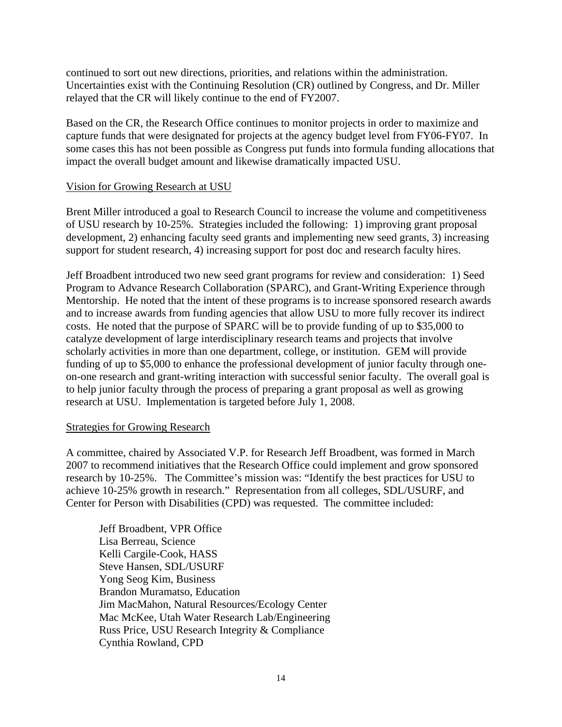continued to sort out new directions, priorities, and relations within the administration. Uncertainties exist with the Continuing Resolution (CR) outlined by Congress, and Dr. Miller relayed that the CR will likely continue to the end of FY2007.

Based on the CR, the Research Office continues to monitor projects in order to maximize and capture funds that were designated for projects at the agency budget level from FY06-FY07. In some cases this has not been possible as Congress put funds into formula funding allocations that impact the overall budget amount and likewise dramatically impacted USU.

Vision for Growing Research at USU

Brent Miller introduced a goal to Research Council to increase the volume and competitiveness of USU research by 10-25%. Strategies included the following: 1) improving grant proposal development, 2) enhancing faculty seed grants and implementing new seed grants, 3) increasing support for student research, 4) increasing support for post doc and research faculty hires.

Jeff Broadbent introduced two new seed grant programs for review and consideration: 1) Seed Program to Advance Research Collaboration (SPARC), and Grant-Writing Experience through Mentorship. He noted that the intent of these programs is to increase sponsored research awards and to increase awards from funding agencies that allow USU to more fully recover its indirect costs. He noted that the purpose of SPARC will be to provide funding of up to $35,000 to catalyze development of large interdisciplinary research teams and projects that involve scholarly activities in more than one department, college, or institution. GEM will provide funding of up to $5,000 to enhance the professional development of junior faculty through one-on-one research and grant-writing interaction with successful senior faculty. The overall goal is to help junior faculty through the process of preparing a grant proposal as well as growing research at USU. Implementation is targeted before July 1, 2008.

Strategies for Growing Research

A committee, chaired by Associated V.P. for Research Jeff Broadbent, was formed in March 2007 to recommend initiatives that the Research Office could implement and grow sponsored research by 10-25%. The Committee's mission was: "Identify the best practices for USU to achieve 10-25% growth in research." Representation from all colleges, SDL/USURF, and Center for Person with Disabilities (CPD) was requested. The committee included:

Jeff Broadbent, VPR Office
Lisa Berreau, Science
Kelli Cargile-Cook, HASS
Steve Hansen, SDL/USURF
Yong Seog Kim, Business
Brandon Muramatso, Education
Jim MacMahon, Natural Resources/Ecology Center
Mac McKee, Utah Water Research Lab/Engineering
Russ Price, USU Research Integrity & Compliance
Cynthia Rowland, CPD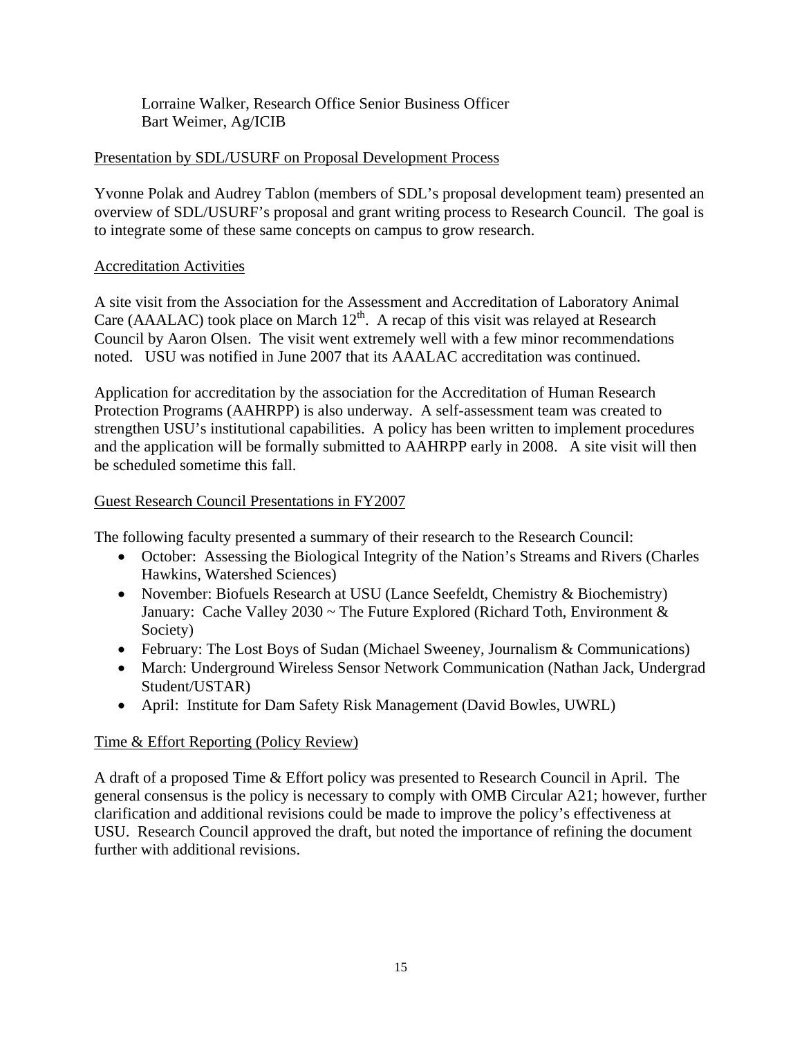Lorraine Walker, Research Office Senior Business Officer
Bart Weimer, Ag/ICIB

Presentation by SDL/USURF on Proposal Development Process

Yvonne Polak and Audrey Tablon (members of SDL's proposal development team) presented an overview of SDL/USURF's proposal and grant writing process to Research Council. The goal is to integrate some of these same concepts on campus to grow research.

Accreditation Activities

A site visit from the Association for the Assessment and Accreditation of Laboratory Animal Care (AAALAC) took place on March 12th. A recap of this visit was relayed at Research Council by Aaron Olsen. The visit went extremely well with a few minor recommendations noted. USU was notified in June 2007 that its AAALAC accreditation was continued.

Application for accreditation by the association for the Accreditation of Human Research Protection Programs (AAHRPP) is also underway. A self-assessment team was created to strengthen USU's institutional capabilities. A policy has been written to implement procedures and the application will be formally submitted to AAHRPP early in 2008. A site visit will then be scheduled sometime this fall.

Guest Research Council Presentations in FY2007

The following faculty presented a summary of their research to the Research Council:

- October: Assessing the Biological Integrity of the Nation's Streams and Rivers (Charles Hawkins, Watershed Sciences)
- November: Biofuels Research at USU (Lance Seefeldt, Chemistry & Biochemistry) January: Cache Valley 2030 ~ The Future Explored (Richard Toth, Environment & Society)
- February: The Lost Boys of Sudan (Michael Sweeney, Journalism & Communications)
- March: Underground Wireless Sensor Network Communication (Nathan Jack, Undergrad Student/USTAR)
- April: Institute for Dam Safety Risk Management (David Bowles, UWRL)

Time & Effort Reporting (Policy Review)

A draft of a proposed Time & Effort policy was presented to Research Council in April. The general consensus is the policy is necessary to comply with OMB Circular A21; however, further clarification and additional revisions could be made to improve the policy's effectiveness at USU. Research Council approved the draft, but noted the importance of refining the document further with additional revisions.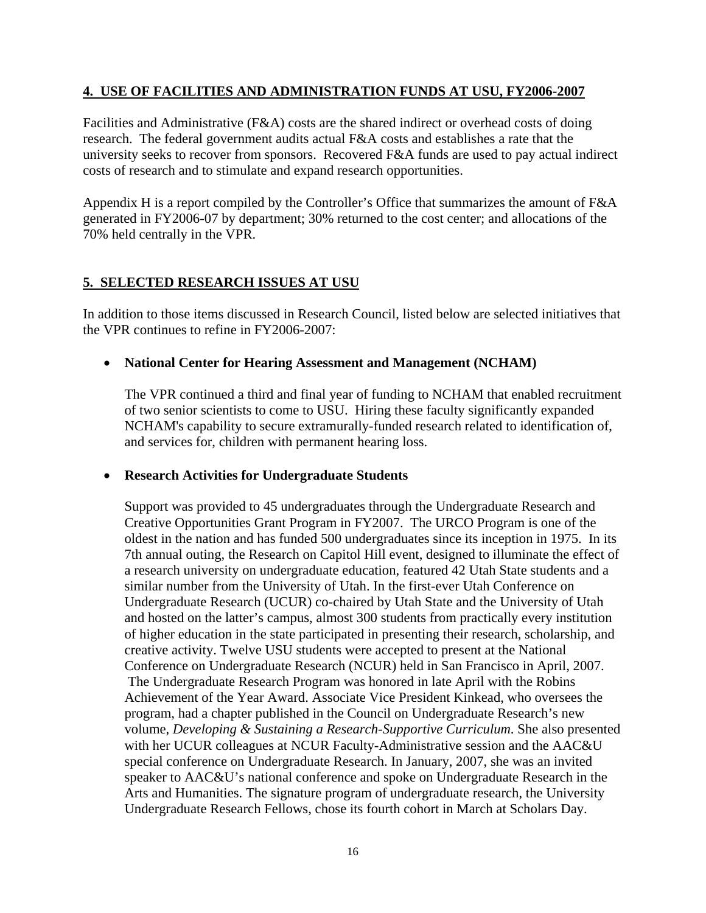## 4. USE OF FACILITIES AND ADMINISTRATION FUNDS AT USU, FY2006-2007

Facilities and Administrative (F&A) costs are the shared indirect or overhead costs of doing research. The federal government audits actual F&A costs and establishes a rate that the university seeks to recover from sponsors. Recovered F&A funds are used to pay actual indirect costs of research and to stimulate and expand research opportunities.

Appendix H is a report compiled by the Controller's Office that summarizes the amount of F&A generated in FY2006-07 by department; 30% returned to the cost center; and allocations of the 70% held centrally in the VPR.

## 5. SELECTED RESEARCH ISSUES AT USU

In addition to those items discussed in Research Council, listed below are selected initiatives that the VPR continues to refine in FY2006-2007:

- **National Center for Hearing Assessment and Management (NCHAM)**

  The VPR continued a third and final year of funding to NCHAM that enabled recruitment of two senior scientists to come to USU. Hiring these faculty significantly expanded NCHAM's capability to secure extramurally-funded research related to identification of, and services for, children with permanent hearing loss.

- **Research Activities for Undergraduate Students**

  Support was provided to 45 undergraduates through the Undergraduate Research and Creative Opportunities Grant Program in FY2007. The URCO Program is one of the oldest in the nation and has funded 500 undergraduates since its inception in 1975. In its 7th annual outing, the Research on Capitol Hill event, designed to illuminate the effect of a research university on undergraduate education, featured 42 Utah State students and a similar number from the University of Utah. In the first-ever Utah Conference on Undergraduate Research (UCUR) co-chaired by Utah State and the University of Utah and hosted on the latter's campus, almost 300 students from practically every institution of higher education in the state participated in presenting their research, scholarship, and creative activity. Twelve USU students were accepted to present at the National Conference on Undergraduate Research (NCUR) held in San Francisco in April, 2007. The Undergraduate Research Program was honored in late April with the Robins Achievement of the Year Award. Associate Vice President Kinkead, who oversees the program, had a chapter published in the Council on Undergraduate Research's new volume, *Developing & Sustaining a Research-Supportive Curriculum*. She also presented with her UCUR colleagues at NCUR Faculty-Administrative session and the AAC&U special conference on Undergraduate Research. In January, 2007, she was an invited speaker to AAC&U's national conference and spoke on Undergraduate Research in the Arts and Humanities. The signature program of undergraduate research, the University Undergraduate Research Fellows, chose its fourth cohort in March at Scholars Day.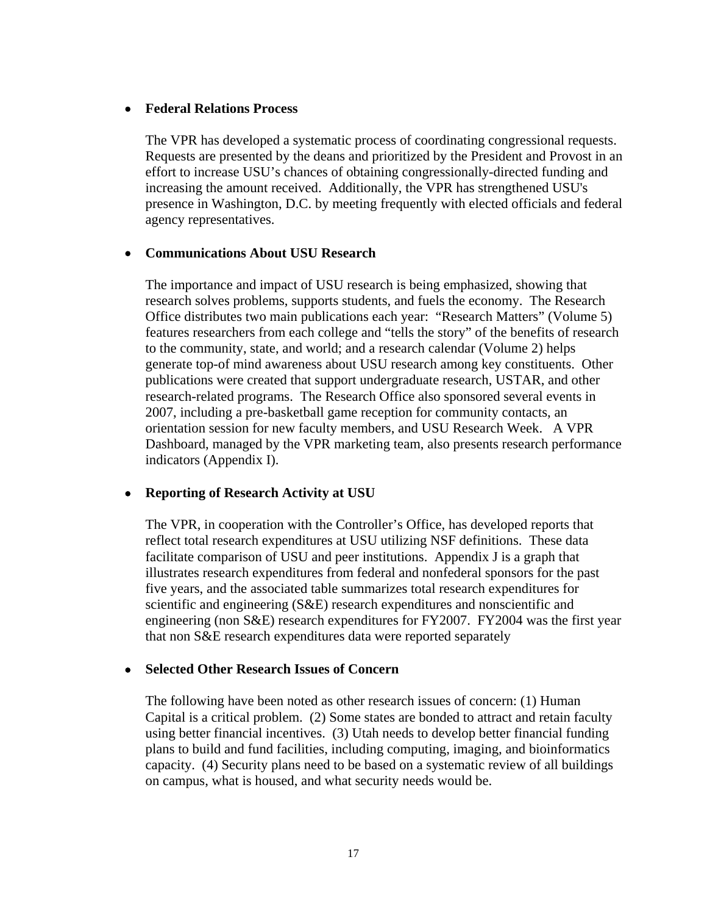- **Federal Relations Process**

  The VPR has developed a systematic process of coordinating congressional requests. Requests are presented by the deans and prioritized by the President and Provost in an effort to increase USU's chances of obtaining congressionally-directed funding and increasing the amount received. Additionally, the VPR has strengthened USU's presence in Washington, D.C. by meeting frequently with elected officials and federal agency representatives.

- **Communications About USU Research**

  The importance and impact of USU research is being emphasized, showing that research solves problems, supports students, and fuels the economy. The Research Office distributes two main publications each year: "Research Matters" (Volume 5) features researchers from each college and "tells the story" of the benefits of research to the community, state, and world; and a research calendar (Volume 2) helps generate top-of mind awareness about USU research among key constituents. Other publications were created that support undergraduate research, USTAR, and other research-related programs. The Research Office also sponsored several events in 2007, including a pre-basketball game reception for community contacts, an orientation session for new faculty members, and USU Research Week. A VPR Dashboard, managed by the VPR marketing team, also presents research performance indicators (Appendix I).

- **Reporting of Research Activity at USU**

  The VPR, in cooperation with the Controller's Office, has developed reports that reflect total research expenditures at USU utilizing NSF definitions. These data facilitate comparison of USU and peer institutions. Appendix J is a graph that illustrates research expenditures from federal and nonfederal sponsors for the past five years, and the associated table summarizes total research expenditures for scientific and engineering (S&E) research expenditures and nonscientific and engineering (non S&E) research expenditures for FY2007. FY2004 was the first year that non S&E research expenditures data were reported separately

- **Selected Other Research Issues of Concern**

  The following have been noted as other research issues of concern: (1) Human Capital is a critical problem. (2) Some states are bonded to attract and retain faculty using better financial incentives. (3) Utah needs to develop better financial funding plans to build and fund facilities, including computing, imaging, and bioinformatics capacity. (4) Security plans need to be based on a systematic review of all buildings on campus, what is housed, and what security needs would be.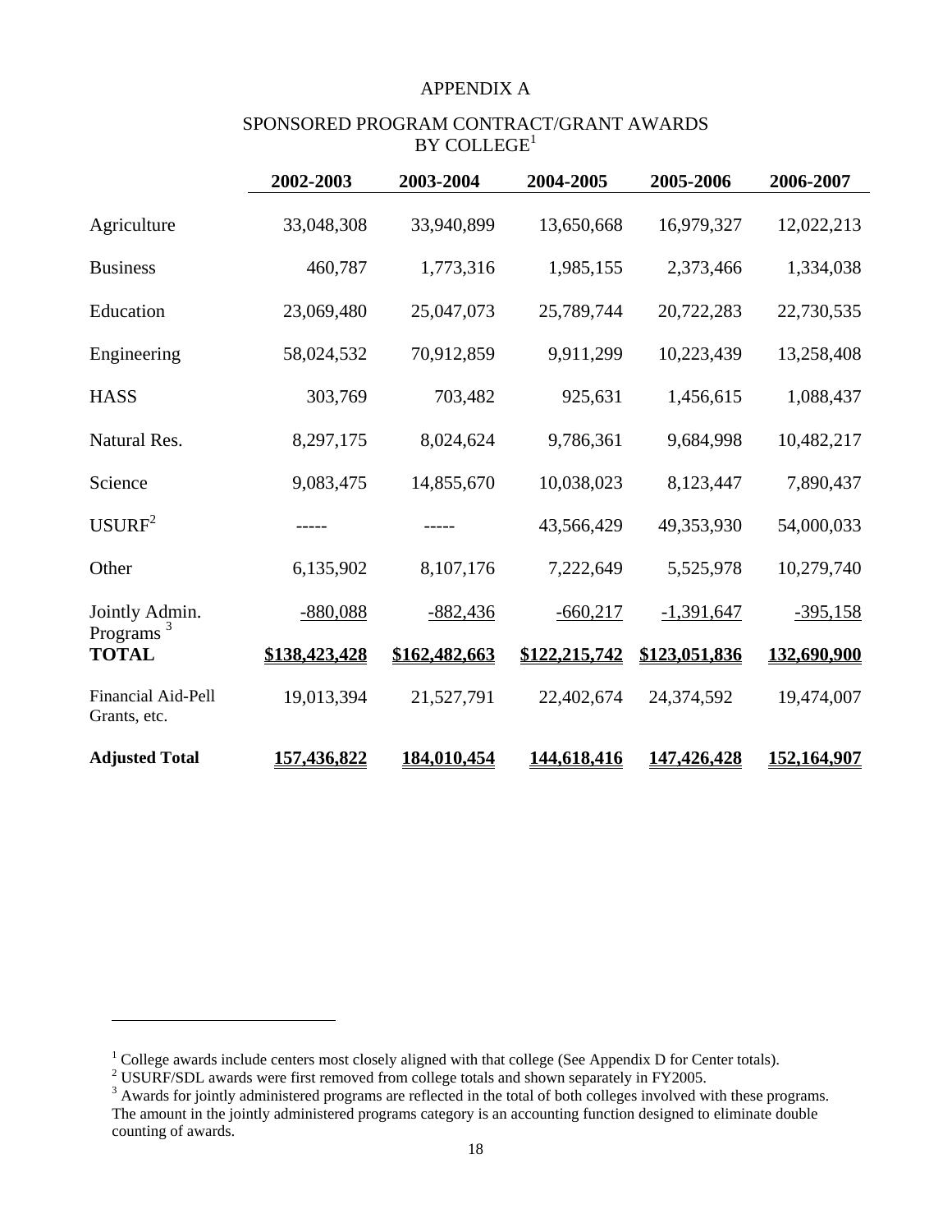# APPENDIX A

## SPONSORED PROGRAM CONTRACT/GRANT AWARDS BY COLLEGE[1]

| | 2002-2003 | 2003-2004 | 2004-2005 | 2005-2006 | 2006-2007 |
|---|---|---|---|---|---|
| Agriculture | 33,048,308 | 33,940,899 | 13,650,668 | 16,979,327 | 12,022,213 |
| Business | 460,787 | 1,773,316 | 1,985,155 | 2,373,466 | 1,334,038 |
| Education | 23,069,480 | 25,047,073 | 25,789,744 | 20,722,283 | 22,730,535 |
| Engineering | 58,024,532 | 70,912,859 | 9,911,299 | 10,223,439 | 13,258,408 |
| HASS | 303,769 | 703,482 | 925,631 | 1,456,615 | 1,088,437 |
| Natural Res. | 8,297,175 | 8,024,624 | 9,786,361 | 9,684,998 | 10,482,217 |
| Science | 9,083,475 | 14,855,670 | 10,038,023 | 8,123,447 | 7,890,437 |
| USURF[2] | ----- | ----- | 43,566,429 | 49,353,930 | 54,000,033 |
| Other | 6,135,902 | 8,107,176 | 7,222,649 | 5,525,978 | 10,279,740 |
| Jointly Admin. Programs [3] | -880,088 | -882,436 | -660,217 | -1,391,647 | -395,158 |
| **TOTAL** | **\$138,423,428** | **\$162,482,663** | **\$122,215,742** | **\$123,051,836** | **132,690,900** |
| Financial Aid-Pell Grants, etc. | 19,013,394 | 21,527,791 | 22,402,674 | 24,374,592 | 19,474,007 |
| **Adjusted Total** | **157,436,822** | **184,010,454** | **144,618,416** | **147,426,428** | **152,164,907** |

[1] College awards include centers most closely aligned with that college (See Appendix D for Center totals).

[2] USURF/SDL awards were first removed from college totals and shown separately in FY2005.

[3] Awards for jointly administered programs are reflected in the total of both colleges involved with these programs. The amount in the jointly administered programs category is an accounting function designed to eliminate double counting of awards.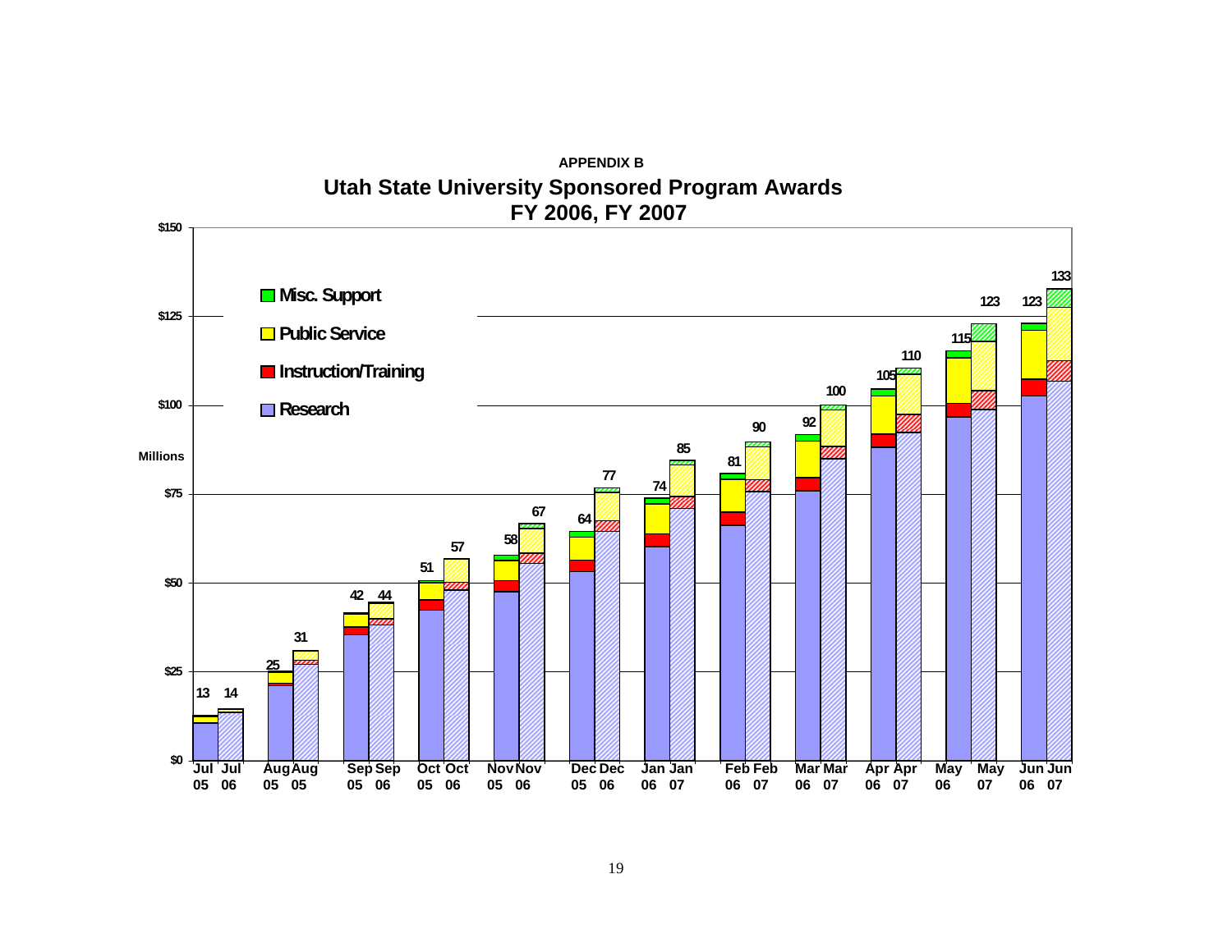**APPENDIX B**

## Utah State University Sponsored Program Awards
## FY 2006, FY 2007

Millions

Legend: Misc. Support; Public Service; Instruction/Training; Research

| Month | FY 2006 | FY 2007 |
|---|---|---|
| Jul | 13 | 14 |
| Aug | 25 | 31 |
| Sep | 42 | 44 |
| Oct | 51 | 57 |
| Nov | 58 | 67 |
| Dec | 64 | 77 |
| Jan | 74 | 85 |
| Feb | 81 | 90 |
| Mar | 92 | 100 |
| Apr | 105 | 110 |
| May | 115 | 123 |
| Jun | 123 | 133 |

Axis: $0, $25, $50, $75, $100, $125, $150

Months: Jul 05, Jul 06, Aug 05, Aug 05, Sep 05, Sep 06, Oct 05, Oct 06, Nov 05, Nov 06, Dec 05, Dec 06, Jan 06, Jan 07, Feb 06, Feb 07, Mar 06, Mar 07, Apr 06, Apr 07, May 06, May 07, Jun 06, Jun 07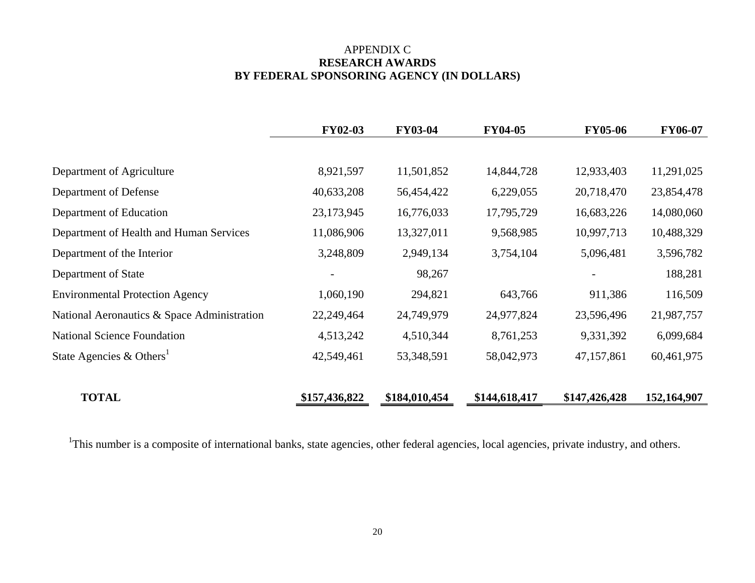APPENDIX C

**RESEARCH AWARDS**

**BY FEDERAL SPONSORING AGENCY (IN DOLLARS)**

| | FY02-03 | FY03-04 | FY04-05 | FY05-06 | FY06-07 |
|---|---|---|---|---|---|
| Department of Agriculture | 8,921,597 | 11,501,852 | 14,844,728 | 12,933,403 | 11,291,025 |
| Department of Defense | 40,633,208 | 56,454,422 | 6,229,055 | 20,718,470 | 23,854,478 |
| Department of Education | 23,173,945 | 16,776,033 | 17,795,729 | 16,683,226 | 14,080,060 |
| Department of Health and Human Services | 11,086,906 | 13,327,011 | 9,568,985 | 10,997,713 | 10,488,329 |
| Department of the Interior | 3,248,809 | 2,949,134 | 3,754,104 | 5,096,481 | 3,596,782 |
| Department of State | - | 98,267 | | - | 188,281 |
| Environmental Protection Agency | 1,060,190 | 294,821 | 643,766 | 911,386 | 116,509 |
| National Aeronautics & Space Administration | 22,249,464 | 24,749,979 | 24,977,824 | 23,596,496 | 21,987,757 |
| National Science Foundation | 4,513,242 | 4,510,344 | 8,761,253 | 9,331,392 | 6,099,684 |
| State Agencies & Others[1] | 42,549,461 | 53,348,591 | 58,042,973 | 47,157,861 | 60,461,975 |
| **TOTAL** | **\$157,436,822** | **\$184,010,454** | **\$144,618,417** | **\$147,426,428** | **152,164,907** |

[1]This number is a composite of international banks, state agencies, other federal agencies, local agencies, private industry, and others.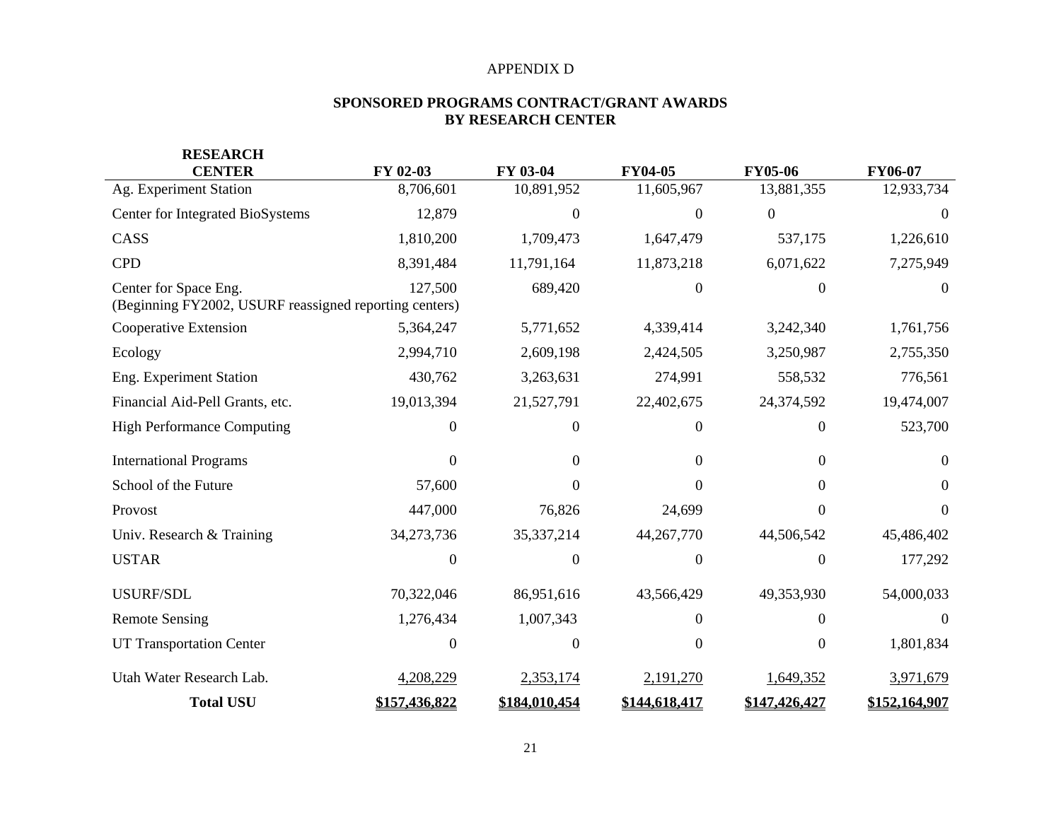APPENDIX D

## SPONSORED PROGRAMS CONTRACT/GRANT AWARDS BY RESEARCH CENTER

| RESEARCH CENTER | FY 02-03 | FY 03-04 | FY04-05 | FY05-06 | FY06-07 |
|---|---|---|---|---|---|
| Ag. Experiment Station | 8,706,601 | 10,891,952 | 11,605,967 | 13,881,355 | 12,933,734 |
| Center for Integrated BioSystems | 12,879 | 0 | 0 | 0 | 0 |
| CASS | 1,810,200 | 1,709,473 | 1,647,479 | 537,175 | 1,226,610 |
| CPD | 8,391,484 | 11,791,164 | 11,873,218 | 6,071,622 | 7,275,949 |
| Center for Space Eng. (Beginning FY2002, USURF reassigned reporting centers) | 127,500 | 689,420 | 0 | 0 | 0 |
| Cooperative Extension | 5,364,247 | 5,771,652 | 4,339,414 | 3,242,340 | 1,761,756 |
| Ecology | 2,994,710 | 2,609,198 | 2,424,505 | 3,250,987 | 2,755,350 |
| Eng. Experiment Station | 430,762 | 3,263,631 | 274,991 | 558,532 | 776,561 |
| Financial Aid-Pell Grants, etc. | 19,013,394 | 21,527,791 | 22,402,675 | 24,374,592 | 19,474,007 |
| High Performance Computing | 0 | 0 | 0 | 0 | 523,700 |
| International Programs | 0 | 0 | 0 | 0 | 0 |
| School of the Future | 57,600 | 0 | 0 | 0 | 0 |
| Provost | 447,000 | 76,826 | 24,699 | 0 | 0 |
| Univ. Research & Training | 34,273,736 | 35,337,214 | 44,267,770 | 44,506,542 | 45,486,402 |
| USTAR | 0 | 0 | 0 | 0 | 177,292 |
| USURF/SDL | 70,322,046 | 86,951,616 | 43,566,429 | 49,353,930 | 54,000,033 |
| Remote Sensing | 1,276,434 | 1,007,343 | 0 | 0 | 0 |
| UT Transportation Center | 0 | 0 | 0 | 0 | 1,801,834 |
| Utah Water Research Lab. | 4,208,229 | 2,353,174 | 2,191,270 | 1,649,352 | 3,971,679 |
| **Total USU** | **$157,436,822** | **$184,010,454** | **$144,618,417** | **$147,426,427** | **$152,164,907** |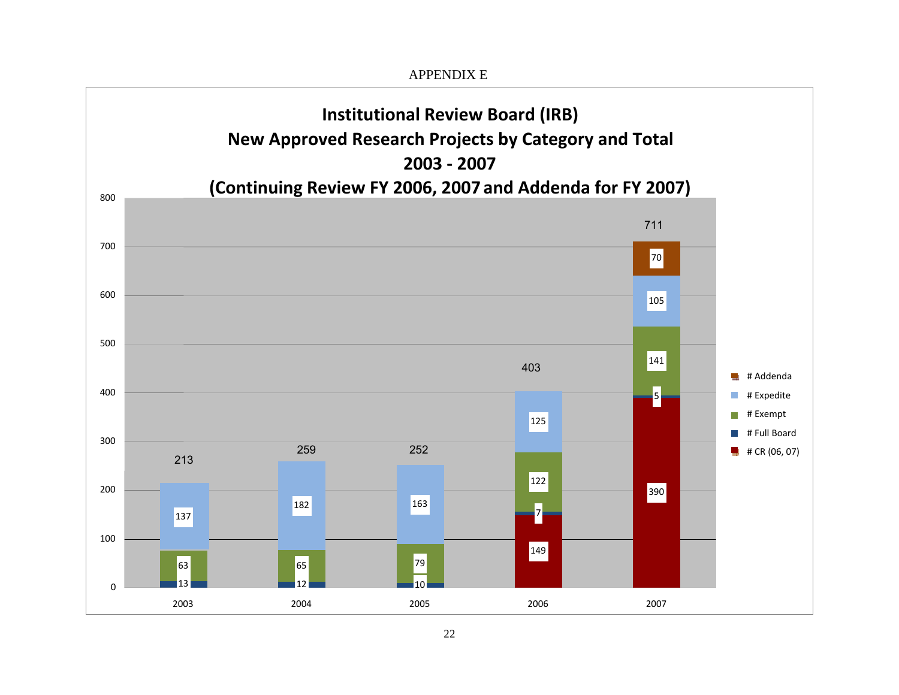APPENDIX E

## Institutional Review Board (IRB)
## New Approved Research Projects by Category and Total
## 2003 - 2007
## (Continuing Review FY 2006, 2007 and Addenda for FY 2007)

| Year | # CR (06, 07) | # Full Board | # Exempt | # Expedite | # Addenda | Total |
|---|---|---|---|---|---|---|
| 2003 | | 13 | 63 | 137 | | 213 |
| 2004 | | 12 | 65 | 182 | | 259 |
| 2005 | | 10 | 79 | 163 | | 252 |
| 2006 | 149 | 7 | 122 | 125 | | 403 |
| 2007 | 390 | 5 | 141 | 105 | 70 | 711 |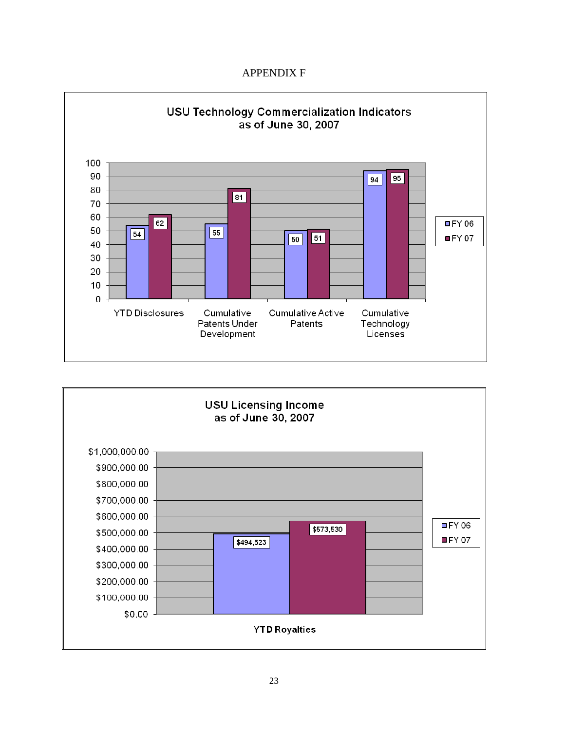APPENDIX F

**USU Technology Commercialization Indicators as of June 30, 2007**

| | FY 06 | FY 07 |
|---|---|---|
| YTD Disclosures | 54 | 62 |
| Cumulative Patents Under Development | 55 | 81 |
| Cumulative Active Patents | 50 | 51 |
| Cumulative Technology Licenses | 94 | 95 |

**USU Licensing Income as of June 30, 2007**

| | FY 06 | FY 07 |
|---|---|---|
| YTD Royalties | $494,523 | $573,530 |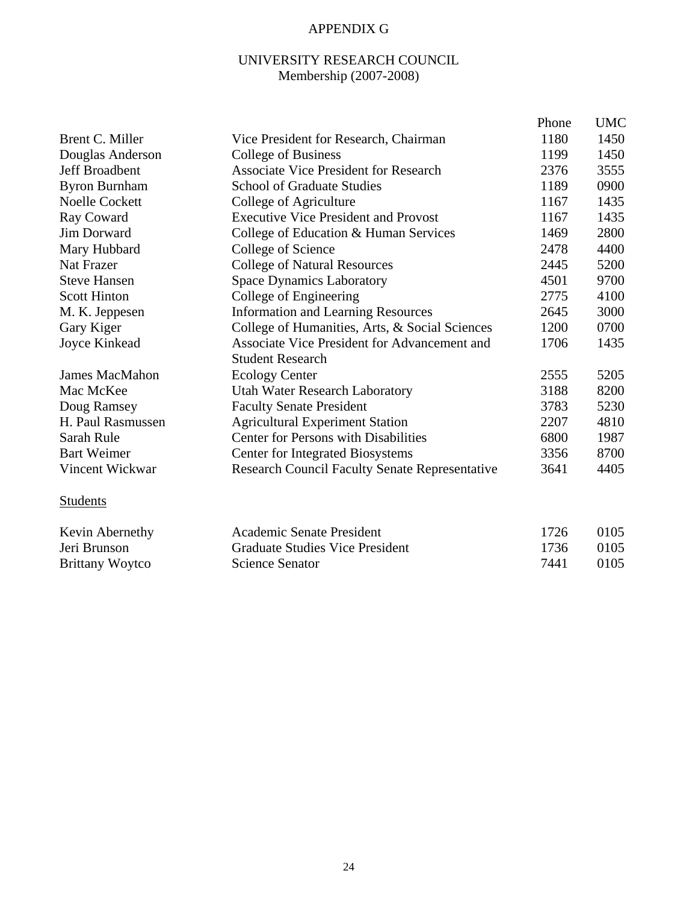# APPENDIX G

## UNIVERSITY RESEARCH COUNCIL
Membership (2007-2008)

| | | Phone | UMC |
|---|---|---|---|
| Brent C. Miller | Vice President for Research, Chairman | 1180 | 1450 |
| Douglas Anderson | College of Business | 1199 | 1450 |
| Jeff Broadbent | Associate Vice President for Research | 2376 | 3555 |
| Byron Burnham | School of Graduate Studies | 1189 | 0900 |
| Noelle Cockett | College of Agriculture | 1167 | 1435 |
| Ray Coward | Executive Vice President and Provost | 1167 | 1435 |
| Jim Dorward | College of Education & Human Services | 1469 | 2800 |
| Mary Hubbard | College of Science | 2478 | 4400 |
| Nat Frazer | College of Natural Resources | 2445 | 5200 |
| Steve Hansen | Space Dynamics Laboratory | 4501 | 9700 |
| Scott Hinton | College of Engineering | 2775 | 4100 |
| M. K. Jeppesen | Information and Learning Resources | 2645 | 3000 |
| Gary Kiger | College of Humanities, Arts, & Social Sciences | 1200 | 0700 |
| Joyce Kinkead | Associate Vice President for Advancement and Student Research | 1706 | 1435 |
| James MacMahon | Ecology Center | 2555 | 5205 |
| Mac McKee | Utah Water Research Laboratory | 3188 | 8200 |
| Doug Ramsey | Faculty Senate President | 3783 | 5230 |
| H. Paul Rasmussen | Agricultural Experiment Station | 2207 | 4810 |
| Sarah Rule | Center for Persons with Disabilities | 6800 | 1987 |
| Bart Weimer | Center for Integrated Biosystems | 3356 | 8700 |
| Vincent Wickwar | Research Council Faculty Senate Representative | 3641 | 4405 |

<u>Students</u>

| | | | |
|---|---|---|---|
| Kevin Abernethy | Academic Senate President | 1726 | 0105 |
| Jeri Brunson | Graduate Studies Vice President | 1736 | 0105 |
| Brittany Woytco | Science Senator | 7441 | 0105 |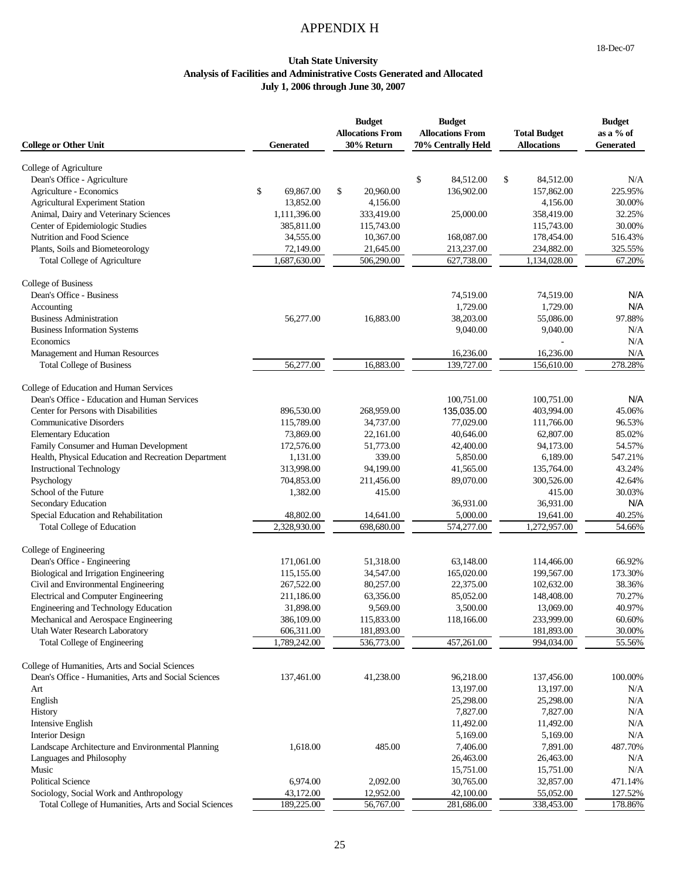# APPENDIX H

18-Dec-07

**Utah State University**
**Analysis of Facilities and Administrative Costs Generated and Allocated**
**July 1, 2006 through June 30, 2007**

| College or Other Unit | Generated | Budget Allocations From 30% Return | Budget Allocations From 70% Centrally Held | Total Budget Allocations | Budget as a % of Generated |
|---|---|---|---|---|---|
| College of Agriculture | | | | | |
| Dean's Office - Agriculture | | | $ 84,512.00 | $ 84,512.00 | N/A |
| Agriculture - Economics | $ 69,867.00 | $ 20,960.00 | 136,902.00 | 157,862.00 | 225.95% |
| Agricultural Experiment Station | 13,852.00 | 4,156.00 | | 4,156.00 | 30.00% |
| Animal, Dairy and Veterinary Sciences | 1,111,396.00 | 333,419.00 | 25,000.00 | 358,419.00 | 32.25% |
| Center of Epidemiologic Studies | 385,811.00 | 115,743.00 | | 115,743.00 | 30.00% |
| Nutrition and Food Science | 34,555.00 | 10,367.00 | 168,087.00 | 178,454.00 | 516.43% |
| Plants, Soils and Biometeorology | 72,149.00 | 21,645.00 | 213,237.00 | 234,882.00 | 325.55% |
| Total College of Agriculture | 1,687,630.00 | 506,290.00 | 627,738.00 | 1,134,028.00 | 67.20% |
| College of Business | | | | | |
| Dean's Office - Business | | | 74,519.00 | 74,519.00 | N/A |
| Accounting | | | 1,729.00 | 1,729.00 | N/A |
| Business Administration | 56,277.00 | 16,883.00 | 38,203.00 | 55,086.00 | 97.88% |
| Business Information Systems | | | 9,040.00 | 9,040.00 | N/A |
| Economics | | | | - | N/A |
| Management and Human Resources | | | 16,236.00 | 16,236.00 | N/A |
| Total College of Business | 56,277.00 | 16,883.00 | 139,727.00 | 156,610.00 | 278.28% |
| College of Education and Human Services | | | | | |
| Dean's Office - Education and Human Services | | | 100,751.00 | 100,751.00 | N/A |
| Center for Persons with Disabilities | 896,530.00 | 268,959.00 | 135,035.00 | 403,994.00 | 45.06% |
| Communicative Disorders | 115,789.00 | 34,737.00 | 77,029.00 | 111,766.00 | 96.53% |
| Elementary Education | 73,869.00 | 22,161.00 | 40,646.00 | 62,807.00 | 85.02% |
| Family Consumer and Human Development | 172,576.00 | 51,773.00 | 42,400.00 | 94,173.00 | 54.57% |
| Health, Physical Education and Recreation Department | 1,131.00 | 339.00 | 5,850.00 | 6,189.00 | 547.21% |
| Instructional Technology | 313,998.00 | 94,199.00 | 41,565.00 | 135,764.00 | 43.24% |
| Psychology | 704,853.00 | 211,456.00 | 89,070.00 | 300,526.00 | 42.64% |
| School of the Future | 1,382.00 | 415.00 | | 415.00 | 30.03% |
| Secondary Education | | | 36,931.00 | 36,931.00 | N/A |
| Special Education and Rehabilitation | 48,802.00 | 14,641.00 | 5,000.00 | 19,641.00 | 40.25% |
| Total College of Education | 2,328,930.00 | 698,680.00 | 574,277.00 | 1,272,957.00 | 54.66% |
| College of Engineering | | | | | |
| Dean's Office - Engineering | 171,061.00 | 51,318.00 | 63,148.00 | 114,466.00 | 66.92% |
| Biological and Irrigation Engineering | 115,155.00 | 34,547.00 | 165,020.00 | 199,567.00 | 173.30% |
| Civil and Environmental Engineering | 267,522.00 | 80,257.00 | 22,375.00 | 102,632.00 | 38.36% |
| Electrical and Computer Engineering | 211,186.00 | 63,356.00 | 85,052.00 | 148,408.00 | 70.27% |
| Engineering and Technology Education | 31,898.00 | 9,569.00 | 3,500.00 | 13,069.00 | 40.97% |
| Mechanical and Aerospace Engineering | 386,109.00 | 115,833.00 | 118,166.00 | 233,999.00 | 60.60% |
| Utah Water Research Laboratory | 606,311.00 | 181,893.00 | | 181,893.00 | 30.00% |
| Total College of Engineering | 1,789,242.00 | 536,773.00 | 457,261.00 | 994,034.00 | 55.56% |
| College of Humanities, Arts and Social Sciences | | | | | |
| Dean's Office - Humanities, Arts and Social Sciences | 137,461.00 | 41,238.00 | 96,218.00 | 137,456.00 | 100.00% |
| Art | | | 13,197.00 | 13,197.00 | N/A |
| English | | | 25,298.00 | 25,298.00 | N/A |
| History | | | 7,827.00 | 7,827.00 | N/A |
| Intensive English | | | 11,492.00 | 11,492.00 | N/A |
| Interior Design | | | 5,169.00 | 5,169.00 | N/A |
| Landscape Architecture and Environmental Planning | 1,618.00 | 485.00 | 7,406.00 | 7,891.00 | 487.70% |
| Languages and Philosophy | | | 26,463.00 | 26,463.00 | N/A |
| Music | | | 15,751.00 | 15,751.00 | N/A |
| Political Science | 6,974.00 | 2,092.00 | 30,765.00 | 32,857.00 | 471.14% |
| Sociology, Social Work and Anthropology | 43,172.00 | 12,952.00 | 42,100.00 | 55,052.00 | 127.52% |
| Total College of Humanities, Arts and Social Sciences | 189,225.00 | 56,767.00 | 281,686.00 | 338,453.00 | 178.86% |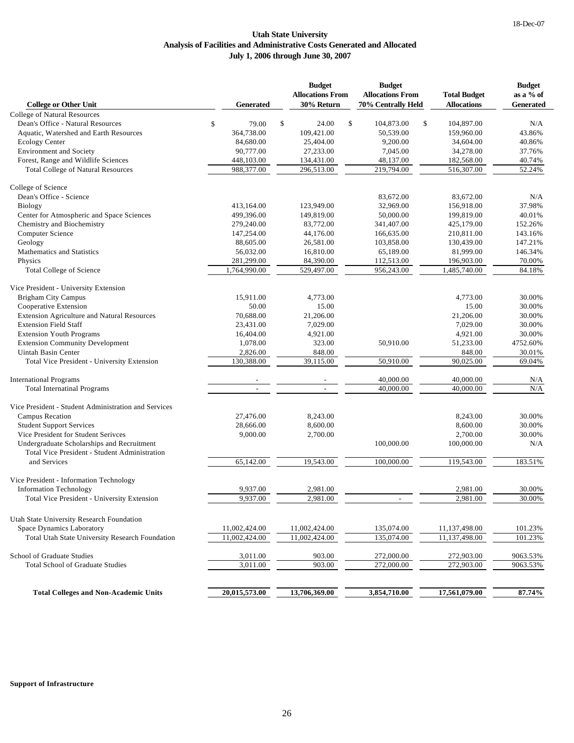18-Dec-07

# Utah State University
## Analysis of Facilities and Administrative Costs Generated and Allocated
### July 1, 2006 through June 30, 2007

| College or Other Unit | Generated | Budget Allocations From 30% Return | Budget Allocations From 70% Centrally Held | Total Budget Allocations | Budget as a % of Generated |
|---|---|---|---|---|---|
| College of Natural Resources | | | | | |
| Dean's Office - Natural Resources | $ 79.00 | $ 24.00 | $ 104,873.00 | $ 104,897.00 | N/A |
| Aquatic, Watershed and Earth Resources | 364,738.00 | 109,421.00 | 50,539.00 | 159,960.00 | 43.86% |
| Ecology Center | 84,680.00 | 25,404.00 | 9,200.00 | 34,604.00 | 40.86% |
| Environment and Society | 90,777.00 | 27,233.00 | 7,045.00 | 34,278.00 | 37.76% |
| Forest, Range and Wildlife Sciences | 448,103.00 | 134,431.00 | 48,137.00 | 182,568.00 | 40.74% |
| Total College of Natural Resources | 988,377.00 | 296,513.00 | 219,794.00 | 516,307.00 | 52.24% |
| College of Science | | | | | |
| Dean's Office - Science | | | 83,672.00 | 83,672.00 | N/A |
| Biology | 413,164.00 | 123,949.00 | 32,969.00 | 156,918.00 | 37.98% |
| Center for Atmospheric and Space Sciences | 499,396.00 | 149,819.00 | 50,000.00 | 199,819.00 | 40.01% |
| Chemistry and Biochemistry | 279,240.00 | 83,772.00 | 341,407.00 | 425,179.00 | 152.26% |
| Computer Science | 147,254.00 | 44,176.00 | 166,635.00 | 210,811.00 | 143.16% |
| Geology | 88,605.00 | 26,581.00 | 103,858.00 | 130,439.00 | 147.21% |
| Mathematics and Statistics | 56,032.00 | 16,810.00 | 65,189.00 | 81,999.00 | 146.34% |
| Physics | 281,299.00 | 84,390.00 | 112,513.00 | 196,903.00 | 70.00% |
| Total College of Science | 1,764,990.00 | 529,497.00 | 956,243.00 | 1,485,740.00 | 84.18% |
| Vice President - University Extension | | | | | |
| Brigham City Campus | 15,911.00 | 4,773.00 | | 4,773.00 | 30.00% |
| Cooperative Extension | 50.00 | 15.00 | | 15.00 | 30.00% |
| Extension Agriculture and Natural Resources | 70,688.00 | 21,206.00 | | 21,206.00 | 30.00% |
| Extension Field Staff | 23,431.00 | 7,029.00 | | 7,029.00 | 30.00% |
| Extension Youth Programs | 16,404.00 | 4,921.00 | | 4,921.00 | 30.00% |
| Extension Community Development | 1,078.00 | 323.00 | 50,910.00 | 51,233.00 | 4752.60% |
| Uintah Basin Center | 2,826.00 | 848.00 | | 848.00 | 30.01% |
| Total Vice President - University Extension | 130,388.00 | 39,115.00 | 50,910.00 | 90,025.00 | 69.04% |
| International Programs | - | - | 40,000.00 | 40,000.00 | N/A |
| Total Internatinal Programs | - | - | 40,000.00 | 40,000.00 | N/A |
| Vice President - Student Administration and Services | | | | | |
| Campus Recation | 27,476.00 | 8,243.00 | | 8,243.00 | 30.00% |
| Student Support Services | 28,666.00 | 8,600.00 | | 8,600.00 | 30.00% |
| Vice President for Student Serivces | 9,000.00 | 2,700.00 | | 2,700.00 | 30.00% |
| Undergraduate Scholarships and Recruitment | | | 100,000.00 | 100,000.00 | N/A |
| Total Vice President - Student Administration and Services | 65,142.00 | 19,543.00 | 100,000.00 | 119,543.00 | 183.51% |
| Vice President - Information Technology | | | | | |
| Information Technology | 9,937.00 | 2,981.00 | | 2,981.00 | 30.00% |
| Total Vice President - University Extension | 9,937.00 | 2,981.00 | - | 2,981.00 | 30.00% |
| Utah State University Research Foundation | | | | | |
| Space Dynamics Laboratory | 11,002,424.00 | 11,002,424.00 | 135,074.00 | 11,137,498.00 | 101.23% |
| Total Utah State University Research Foundation | 11,002,424.00 | 11,002,424.00 | 135,074.00 | 11,137,498.00 | 101.23% |
| School of Graduate Studies | 3,011.00 | 903.00 | 272,000.00 | 272,903.00 | 9063.53% |
| Total School of Graduate Studies | 3,011.00 | 903.00 | 272,000.00 | 272,903.00 | 9063.53% |
| **Total Colleges and Non-Academic Units** | **20,015,573.00** | **13,706,369.00** | **3,854,710.00** | **17,561,079.00** | **87.74%** |

**Support of Infrastructure**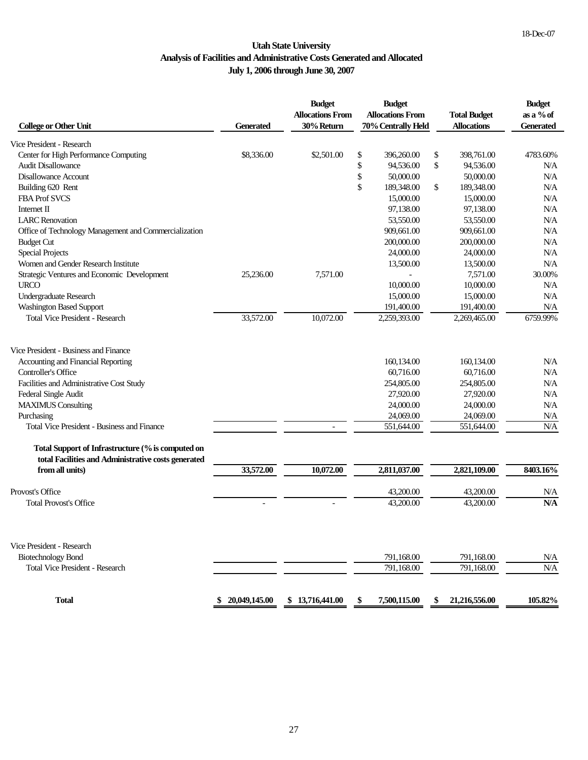18-Dec-07

# Utah State University
## Analysis of Facilities and Administrative Costs Generated and Allocated
### July 1, 2006 through June 30, 2007

| College or Other Unit | Generated | Budget Allocations From 30% Return | Budget Allocations From 70% Centrally Held | Total Budget Allocations | Budget as a % of Generated |
|---|---|---|---|---|---|
| Vice President - Research | | | | | |
| Center for High Performance Computing | $8,336.00 | $2,501.00 | $ 396,260.00 | $ 398,761.00 | 4783.60% |
| Audit Disallowance | | | $ 94,536.00 | $ 94,536.00 | N/A |
| Disallowance Account | | | $ 50,000.00 | 50,000.00 | N/A |
| Building 620 Rent | | | $ 189,348.00 | $ 189,348.00 | N/A |
| FBA Prof SVCS | | | 15,000.00 | 15,000.00 | N/A |
| Internet II | | | 97,138.00 | 97,138.00 | N/A |
| LARC Renovation | | | 53,550.00 | 53,550.00 | N/A |
| Office of Technology Management and Commercialization | | | 909,661.00 | 909,661.00 | N/A |
| Budget Cut | | | 200,000.00 | 200,000.00 | N/A |
| Special Projects | | | 24,000.00 | 24,000.00 | N/A |
| Women and Gender Research Institute | | | 13,500.00 | 13,500.00 | N/A |
| Strategic Ventures and Economic Development | 25,236.00 | 7,571.00 | - | 7,571.00 | 30.00% |
| URCO | | | 10,000.00 | 10,000.00 | N/A |
| Undergraduate Research | | | 15,000.00 | 15,000.00 | N/A |
| Washington Based Support | | | 191,400.00 | 191,400.00 | N/A |
| Total Vice President - Research | 33,572.00 | 10,072.00 | 2,259,393.00 | 2,269,465.00 | 6759.99% |
| | | | | | |
| Vice President - Business and Finance | | | | | |
| Accounting and Financial Reporting | | | 160,134.00 | 160,134.00 | N/A |
| Controller's Office | | | 60,716.00 | 60,716.00 | N/A |
| Facilities and Administrative Cost Study | | | 254,805.00 | 254,805.00 | N/A |
| Federal Single Audit | | | 27,920.00 | 27,920.00 | N/A |
| MAXIMUS Consulting | | | 24,000.00 | 24,000.00 | N/A |
| Purchasing | | | 24,069.00 | 24,069.00 | N/A |
| Total Vice President - Business and Finance | | - | 551,644.00 | 551,644.00 | N/A |
| | | | | | |
| **Total Support of Infrastructure (% is computed on total Facilities and Administrative costs generated from all units)** | **33,572.00** | **10,072.00** | **2,811,037.00** | **2,821,109.00** | **8403.16%** |
| | | | | | |
| Provost's Office | | | 43,200.00 | 43,200.00 | N/A |
| Total Provost's Office | - | - | 43,200.00 | 43,200.00 | **N/A** |
| | | | | | |
| Vice President - Research | | | | | |
| Biotechnology Bond | | | 791,168.00 | 791,168.00 | N/A |
| Total Vice President - Research | | | 791,168.00 | 791,168.00 | N/A |
| | | | | | |
| **Total** | **$ 20,049,145.00** | **$ 13,716,441.00** | **$ 7,500,115.00** | **$ 21,216,556.00** | **105.82%** |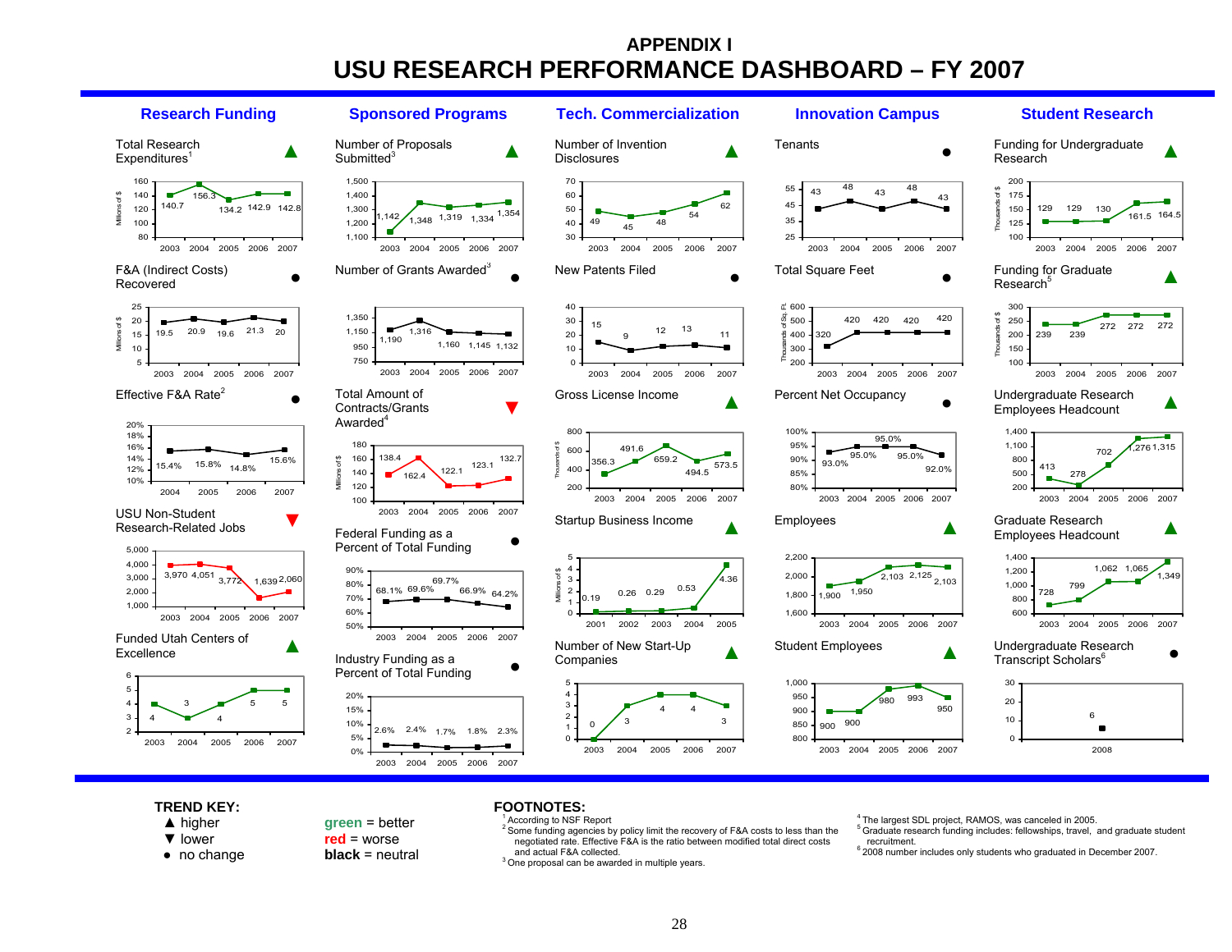# APPENDIX I

# USU RESEARCH PERFORMANCE DASHBOARD – FY 2007

## Research Funding

**Total Research Expenditures[1]** ▲ (Millions of $)

| 2003 | 2004 | 2005 | 2006 | 2007 |
|---|---|---|---|---|
| 140.7 | 156.3 | 134.2 | 142.9 | 142.8 |

**F&A (Indirect Costs) Recovered** ● (Millions of $)

| 2003 | 2004 | 2005 | 2006 | 2007 |
|---|---|---|---|---|
| 19.5 | 20.9 | 19.6 | 21.3 | 20 |

**Effective F&A Rate[2]** ●

| 2004 | 2005 | 2006 | 2007 |
|---|---|---|---|
| 15.4% | 15.8% | 14.8% | 15.6% |

**USU Non-Student Research-Related Jobs** ▼

| 2003 | 2004 | 2005 | 2006 | 2007 |
|---|---|---|---|---|
| 3,970 | 4,051 | 3,772 | 1,639 | 2,060 |

**Funded Utah Centers of Excellence** ▲

| 2003 | 2004 | 2005 | 2006 | 2007 |
|---|---|---|---|---|
| 4 | 3 | 4 | 5 | 5 |

## Sponsored Programs

**Number of Proposals Submitted[3]** ▲

| 2003 | 2004 | 2005 | 2006 | 2007 |
|---|---|---|---|---|
| 1,142 | 1,348 | 1,319 | 1,334 | 1,354 |

**Number of Grants Awarded[3]** ●

| 2003 | 2004 | 2005 | 2006 | 2007 |
|---|---|---|---|---|
| 1,190 | 1,316 | 1,160 | 1,145 | 1,132 |

**Total Amount of Contracts/Grants Awarded[4]** ▼ (Millions of $)

| 2003 | 2004 | 2005 | 2006 | 2007 |
|---|---|---|---|---|
| 138.4 | 162.4 | 122.1 | 123.1 | 132.7 |

**Federal Funding as a Percent of Total Funding** ●

| 2003 | 2004 | 2005 | 2006 | 2007 |
|---|---|---|---|---|
| 68.1% | 69.6% | 69.7% | 66.9% | 64.2% |

**Industry Funding as a Percent of Total Funding** ●

| 2003 | 2004 | 2005 | 2006 | 2007 |
|---|---|---|---|---|
| 2.6% | 2.4% | 1.7% | 1.8% | 2.3% |

## Tech. Commercialization

**Number of Invention Disclosures** ▲

| 2003 | 2004 | 2005 | 2006 | 2007 |
|---|---|---|---|---|
| 49 | 45 | 48 | 54 | 62 |

**New Patents Filed** ●

| 2003 | 2004 | 2005 | 2006 | 2007 |
|---|---|---|---|---|
| 15 | 9 | 12 | 13 | 11 |

**Gross License Income** ▲ (Thousands of $)

| 2003 | 2004 | 2005 | 2006 | 2007 |
|---|---|---|---|---|
| 356.3 | 491.6 | 659.2 | 494.5 | 573.5 |

**Startup Business Income** ▲ (Millions of $)

| 2001 | 2002 | 2003 | 2004 | 2005 |
|---|---|---|---|---|
| 0.19 | 0.26 | 0.29 | 0.53 | 4.36 |

**Number of New Start-Up Companies** ▲

| 2003 | 2004 | 2005 | 2006 | 2007 |
|---|---|---|---|---|
| 0 | 3 | 4 | 4 | 3 |

## Innovation Campus

**Tenants** ●

| 2003 | 2004 | 2005 | 2006 | 2007 |
|---|---|---|---|---|
| 43 | 48 | 43 | 48 | 43 |

**Total Square Feet** ● (Thousands of Sq. Ft.)

| 2003 | 2004 | 2005 | 2006 | 2007 |
|---|---|---|---|---|
| 320 | 420 | 420 | 420 | 420 |

**Percent Net Occupancy** ●

| 2003 | 2004 | 2005 | 2006 | 2007 |
|---|---|---|---|---|
| 93.0% | 95.0% | 95.0% | 95.0% | 92.0% |

**Employees** ▲

| 2003 | 2004 | 2005 | 2006 | 2007 |
|---|---|---|---|---|
| 1,900 | 1,950 | 2,103 | 2,125 | 2,103 |

**Student Employees** ▲

| 2003 | 2004 | 2005 | 2006 | 2007 |
|---|---|---|---|---|
| 900 | 900 | 980 | 993 | 950 |

## Student Research

**Funding for Undergraduate Research** ▲ (Thousands of $)

| 2003 | 2004 | 2005 | 2006 | 2007 |
|---|---|---|---|---|
| 129 | 129 | 130 | 161.5 | 164.5 |

**Funding for Graduate Research[5]** ▲ (Thousands of $)

| 2003 | 2004 | 2005 | 2006 | 2007 |
|---|---|---|---|---|
| 239 | 239 | 272 | 272 | 272 |

**Undergraduate Research Employees Headcount** ▲

| 2003 | 2004 | 2005 | 2006 | 2007 |
|---|---|---|---|---|
| 413 | 278 | 702 | 1,276 | 1,315 |

**Graduate Research Employees Headcount** ▲

| 2003 | 2004 | 2005 | 2006 | 2007 |
|---|---|---|---|---|
| 728 | 799 | 1,062 | 1,065 | 1,349 |

**Undergraduate Research Transcript Scholars[6]** ●

| 2008 |
|---|
| 6 |

---

**TREND KEY:**

- ▲ higher
- ▼ lower
- ● no change

**green** = better
**red** = worse
**black** = neutral

**FOOTNOTES:**

1. According to NSF Report
2. Some funding agencies by policy limit the recovery of F&A costs to less than the negotiated rate. Effective F&A is the ratio between modified total direct costs and actual F&A collected.
3. One proposal can be awarded in multiple years.
4. The largest SDL project, RAMOS, was canceled in 2005.
5. Graduate research funding includes: fellowships, travel, and graduate student recruitment.
6. 2008 number includes only students who graduated in December 2007.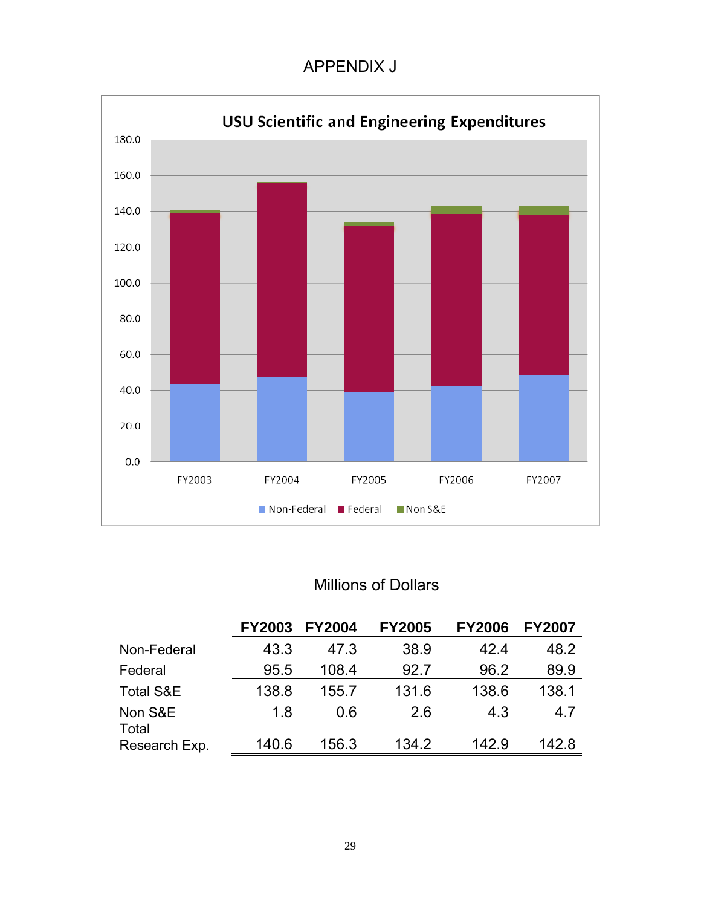# APPENDIX J

USU Scientific and Engineering Expenditures

180.0
160.0
140.0
120.0
100.0
80.0
60.0
40.0
20.0
0.0

FY2003
FY2004
FY2005
FY2006
FY2007

Non-Federal
Federal
Non S&E

Millions of Dollars

| | FY2003 | FY2004 | FY2005 | FY2006 | FY2007 |
|---|---|---|---|---|---|
| Non-Federal | 43.3 | 47.3 | 38.9 | 42.4 | 48.2 |
| Federal | 95.5 | 108.4 | 92.7 | 96.2 | 89.9 |
| Total S&E | 138.8 | 155.7 | 131.6 | 138.6 | 138.1 |
| Non S&E | 1.8 | 0.6 | 2.6 | 4.3 | 4.7 |
| Total Research Exp. | 140.6 | 156.3 | 134.2 | 142.9 | 142.8 |